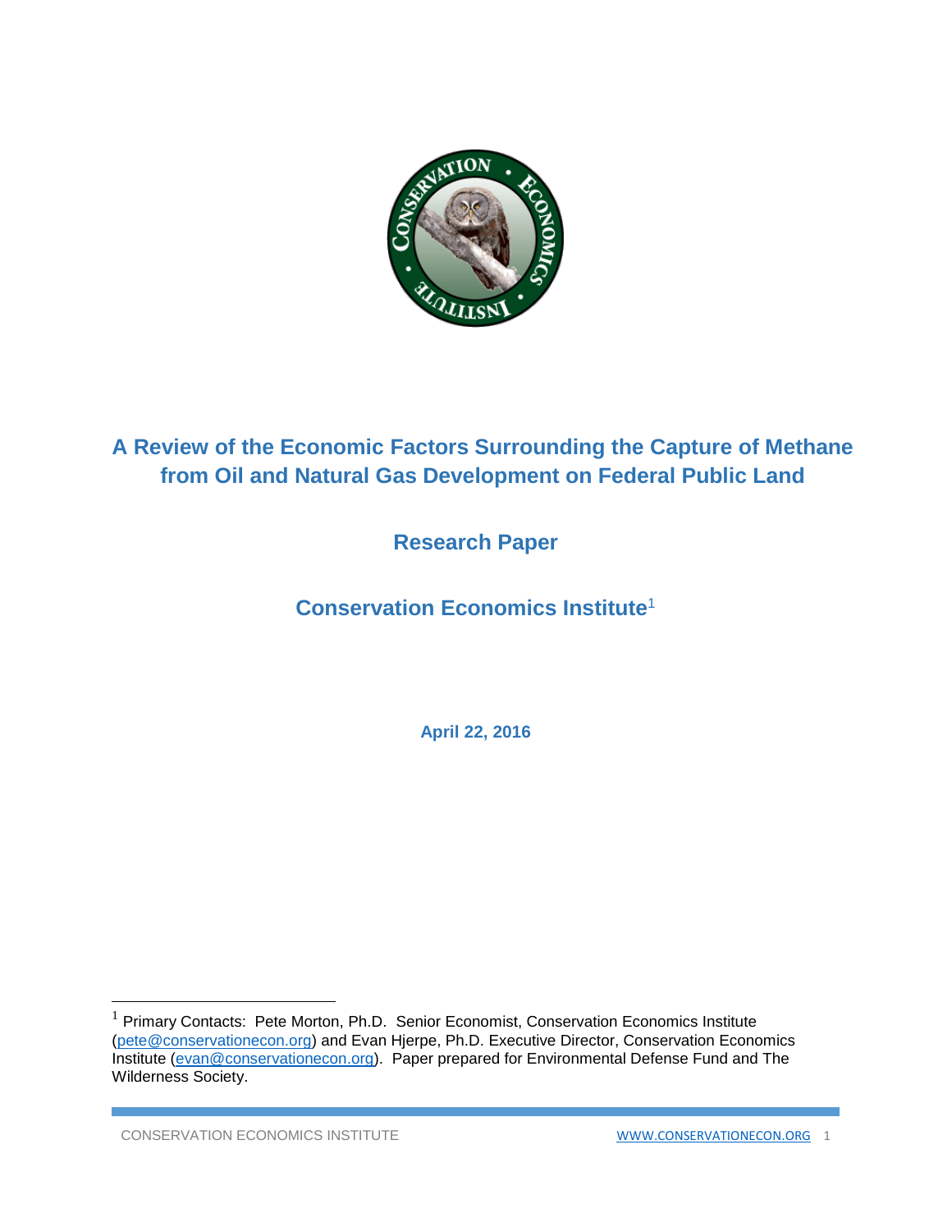# A Review of the Economic Factors Surrounding the Capture of Methane from Oil and Natural Gas Development on Federal Public Land

## Research Paper

## Conservation Economics Institute[1]

**April 22, 2016**

---

[1] Primary Contacts: Pete Morton, Ph.D. Senior Economist, Conservation Economics Institute (pete@conservationecon.org) and Evan Hjerpe, Ph.D. Executive Director, Conservation Economics Institute (evan@conservationecon.org). Paper prepared for Environmental Defense Fund and The Wilderness Society.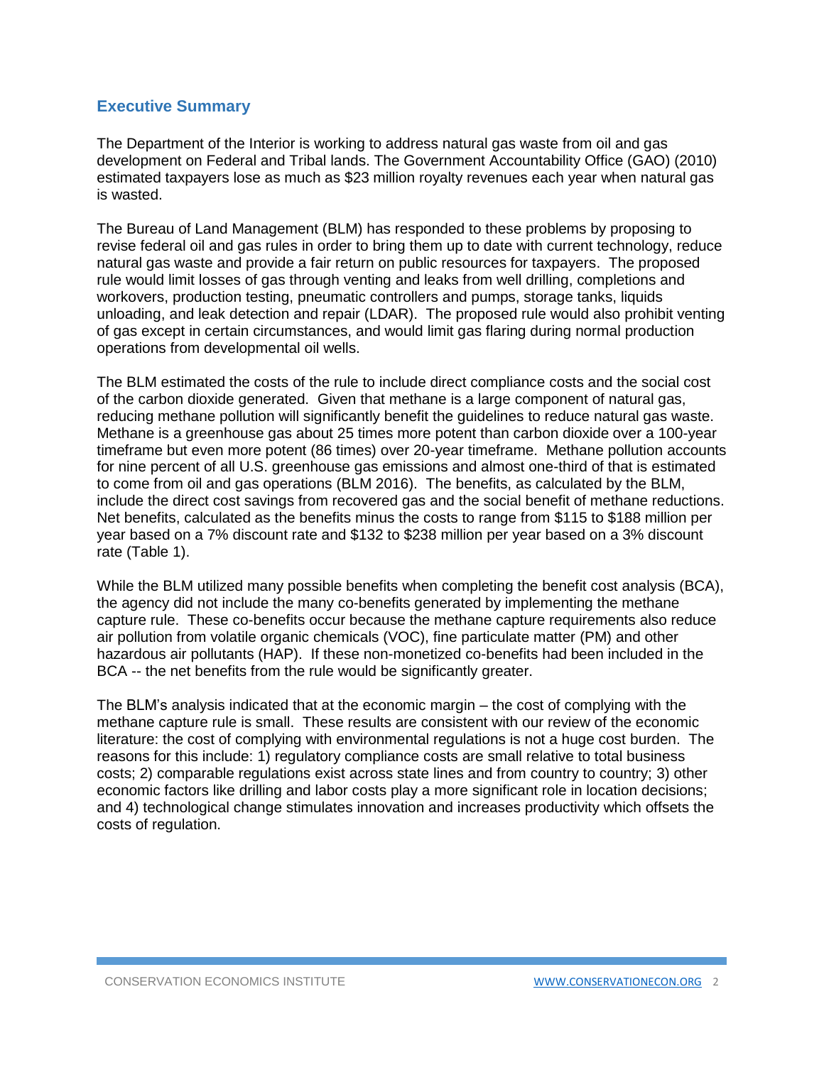## Executive Summary

The Department of the Interior is working to address natural gas waste from oil and gas development on Federal and Tribal lands. The Government Accountability Office (GAO) (2010) estimated taxpayers lose as much as $23 million royalty revenues each year when natural gas is wasted.

The Bureau of Land Management (BLM) has responded to these problems by proposing to revise federal oil and gas rules in order to bring them up to date with current technology, reduce natural gas waste and provide a fair return on public resources for taxpayers. The proposed rule would limit losses of gas through venting and leaks from well drilling, completions and workovers, production testing, pneumatic controllers and pumps, storage tanks, liquids unloading, and leak detection and repair (LDAR). The proposed rule would also prohibit venting of gas except in certain circumstances, and would limit gas flaring during normal production operations from developmental oil wells.

The BLM estimated the costs of the rule to include direct compliance costs and the social cost of the carbon dioxide generated. Given that methane is a large component of natural gas, reducing methane pollution will significantly benefit the guidelines to reduce natural gas waste. Methane is a greenhouse gas about 25 times more potent than carbon dioxide over a 100-year timeframe but even more potent (86 times) over 20-year timeframe. Methane pollution accounts for nine percent of all U.S. greenhouse gas emissions and almost one-third of that is estimated to come from oil and gas operations (BLM 2016). The benefits, as calculated by the BLM, include the direct cost savings from recovered gas and the social benefit of methane reductions. Net benefits, calculated as the benefits minus the costs to range from $115 to $188 million per year based on a 7% discount rate and $132 to $238 million per year based on a 3% discount rate (Table 1).

While the BLM utilized many possible benefits when completing the benefit cost analysis (BCA), the agency did not include the many co-benefits generated by implementing the methane capture rule. These co-benefits occur because the methane capture requirements also reduce air pollution from volatile organic chemicals (VOC), fine particulate matter (PM) and other hazardous air pollutants (HAP). If these non-monetized co-benefits had been included in the BCA -- the net benefits from the rule would be significantly greater.

The BLM's analysis indicated that at the economic margin – the cost of complying with the methane capture rule is small. These results are consistent with our review of the economic literature: the cost of complying with environmental regulations is not a huge cost burden. The reasons for this include: 1) regulatory compliance costs are small relative to total business costs; 2) comparable regulations exist across state lines and from country to country; 3) other economic factors like drilling and labor costs play a more significant role in location decisions; and 4) technological change stimulates innovation and increases productivity which offsets the costs of regulation.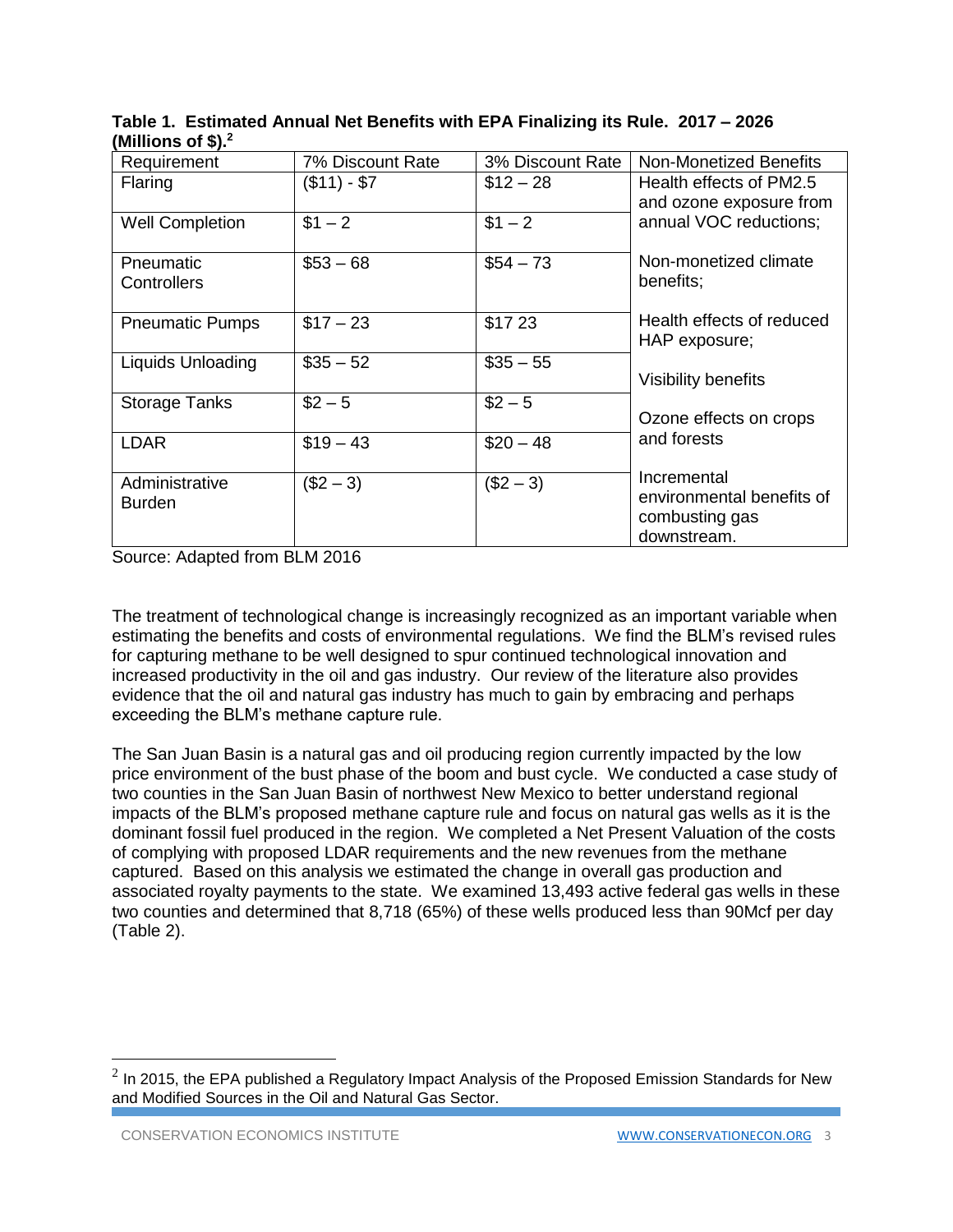**Table 1. Estimated Annual Net Benefits with EPA Finalizing its Rule. 2017 – 2026 (Millions of $).[2]**

| Requirement | 7% Discount Rate | 3% Discount Rate | Non-Monetized Benefits |
|---|---|---|---|
| Flaring | ($11) - $7 | $12 – 28 | Health effects of PM2.5 and ozone exposure from annual VOC reductions; |
| Well Completion | $1 – 2 | $1 – 2 | |
| Pneumatic Controllers | $53 – 68 | $54 – 73 | Non-monetized climate benefits; |
| Pneumatic Pumps | $17 – 23 | $17 23 | Health effects of reduced HAP exposure; |
| Liquids Unloading | $35 – 52 | $35 – 55 | Visibility benefits |
| Storage Tanks | $2 – 5 | $2 – 5 | Ozone effects on crops and forests |
| LDAR | $19 – 43 | $20 – 48 | |
| Administrative Burden | ($2 – 3) | ($2 – 3) | Incremental environmental benefits of combusting gas downstream. |

Source: Adapted from BLM 2016

The treatment of technological change is increasingly recognized as an important variable when estimating the benefits and costs of environmental regulations. We find the BLM's revised rules for capturing methane to be well designed to spur continued technological innovation and increased productivity in the oil and gas industry. Our review of the literature also provides evidence that the oil and natural gas industry has much to gain by embracing and perhaps exceeding the BLM's methane capture rule.

The San Juan Basin is a natural gas and oil producing region currently impacted by the low price environment of the bust phase of the boom and bust cycle. We conducted a case study of two counties in the San Juan Basin of northwest New Mexico to better understand regional impacts of the BLM's proposed methane capture rule and focus on natural gas wells as it is the dominant fossil fuel produced in the region. We completed a Net Present Valuation of the costs of complying with proposed LDAR requirements and the new revenues from the methane captured. Based on this analysis we estimated the change in overall gas production and associated royalty payments to the state. We examined 13,493 active federal gas wells in these two counties and determined that 8,718 (65%) of these wells produced less than 90Mcf per day (Table 2).

[2] In 2015, the EPA published a Regulatory Impact Analysis of the Proposed Emission Standards for New and Modified Sources in the Oil and Natural Gas Sector.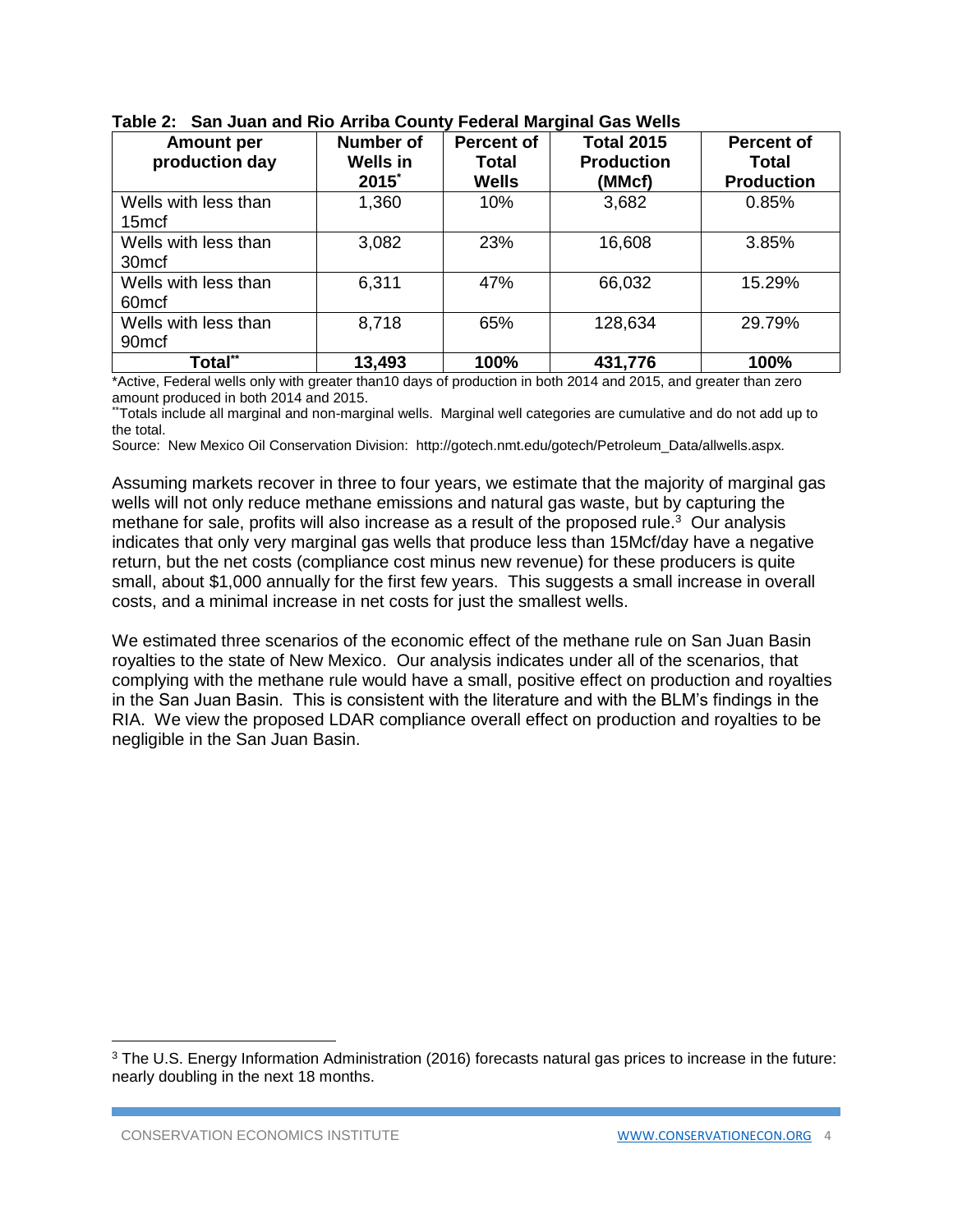**Table 2: San Juan and Rio Arriba County Federal Marginal Gas Wells**

| Amount per production day | Number of Wells in 2015* | Percent of Total Wells | Total 2015 Production (MMcf) | Percent of Total Production |
|---|---|---|---|---|
| Wells with less than 15mcf | 1,360 | 10% | 3,682 | 0.85% |
| Wells with less than 30mcf | 3,082 | 23% | 16,608 | 3.85% |
| Wells with less than 60mcf | 6,311 | 47% | 66,032 | 15.29% |
| Wells with less than 90mcf | 8,718 | 65% | 128,634 | 29.79% |
| **Total**** | **13,493** | **100%** | **431,776** | **100%** |

*Active, Federal wells only with greater than10 days of production in both 2014 and 2015, and greater than zero amount produced in both 2014 and 2015.

**Totals include all marginal and non-marginal wells. Marginal well categories are cumulative and do not add up to the total.

Source: New Mexico Oil Conservation Division: http://gotech.nmt.edu/gotech/Petroleum_Data/allwells.aspx.

Assuming markets recover in three to four years, we estimate that the majority of marginal gas wells will not only reduce methane emissions and natural gas waste, but by capturing the methane for sale, profits will also increase as a result of the proposed rule.[3] Our analysis indicates that only very marginal gas wells that produce less than 15Mcf/day have a negative return, but the net costs (compliance cost minus new revenue) for these producers is quite small, about $1,000 annually for the first few years. This suggests a small increase in overall costs, and a minimal increase in net costs for just the smallest wells.

We estimated three scenarios of the economic effect of the methane rule on San Juan Basin royalties to the state of New Mexico. Our analysis indicates under all of the scenarios, that complying with the methane rule would have a small, positive effect on production and royalties in the San Juan Basin. This is consistent with the literature and with the BLM's findings in the RIA. We view the proposed LDAR compliance overall effect on production and royalties to be negligible in the San Juan Basin.

[3] The U.S. Energy Information Administration (2016) forecasts natural gas prices to increase in the future: nearly doubling in the next 18 months.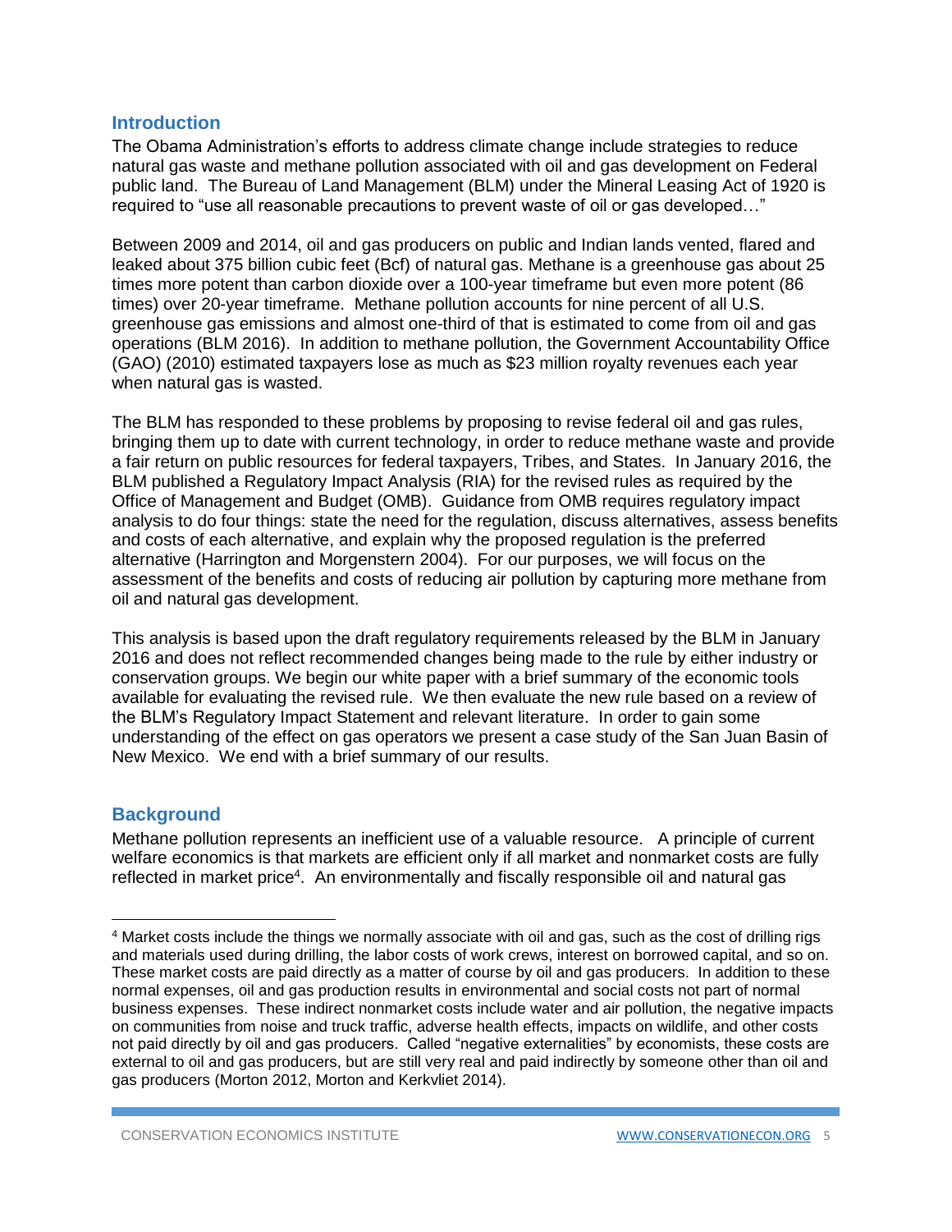## Introduction

The Obama Administration's efforts to address climate change include strategies to reduce natural gas waste and methane pollution associated with oil and gas development on Federal public land. The Bureau of Land Management (BLM) under the Mineral Leasing Act of 1920 is required to "use all reasonable precautions to prevent waste of oil or gas developed…"

Between 2009 and 2014, oil and gas producers on public and Indian lands vented, flared and leaked about 375 billion cubic feet (Bcf) of natural gas. Methane is a greenhouse gas about 25 times more potent than carbon dioxide over a 100-year timeframe but even more potent (86 times) over 20-year timeframe. Methane pollution accounts for nine percent of all U.S. greenhouse gas emissions and almost one-third of that is estimated to come from oil and gas operations (BLM 2016). In addition to methane pollution, the Government Accountability Office (GAO) (2010) estimated taxpayers lose as much as $23 million royalty revenues each year when natural gas is wasted.

The BLM has responded to these problems by proposing to revise federal oil and gas rules, bringing them up to date with current technology, in order to reduce methane waste and provide a fair return on public resources for federal taxpayers, Tribes, and States. In January 2016, the BLM published a Regulatory Impact Analysis (RIA) for the revised rules as required by the Office of Management and Budget (OMB). Guidance from OMB requires regulatory impact analysis to do four things: state the need for the regulation, discuss alternatives, assess benefits and costs of each alternative, and explain why the proposed regulation is the preferred alternative (Harrington and Morgenstern 2004). For our purposes, we will focus on the assessment of the benefits and costs of reducing air pollution by capturing more methane from oil and natural gas development.

This analysis is based upon the draft regulatory requirements released by the BLM in January 2016 and does not reflect recommended changes being made to the rule by either industry or conservation groups. We begin our white paper with a brief summary of the economic tools available for evaluating the revised rule. We then evaluate the new rule based on a review of the BLM's Regulatory Impact Statement and relevant literature. In order to gain some understanding of the effect on gas operators we present a case study of the San Juan Basin of New Mexico. We end with a brief summary of our results.

## Background

Methane pollution represents an inefficient use of a valuable resource. A principle of current welfare economics is that markets are efficient only if all market and nonmarket costs are fully reflected in market price[4]. An environmentally and fiscally responsible oil and natural gas

---

[4] Market costs include the things we normally associate with oil and gas, such as the cost of drilling rigs and materials used during drilling, the labor costs of work crews, interest on borrowed capital, and so on. These market costs are paid directly as a matter of course by oil and gas producers. In addition to these normal expenses, oil and gas production results in environmental and social costs not part of normal business expenses. These indirect nonmarket costs include water and air pollution, the negative impacts on communities from noise and truck traffic, adverse health effects, impacts on wildlife, and other costs not paid directly by oil and gas producers. Called "negative externalities" by economists, these costs are external to oil and gas producers, but are still very real and paid indirectly by someone other than oil and gas producers (Morton 2012, Morton and Kerkvliet 2014).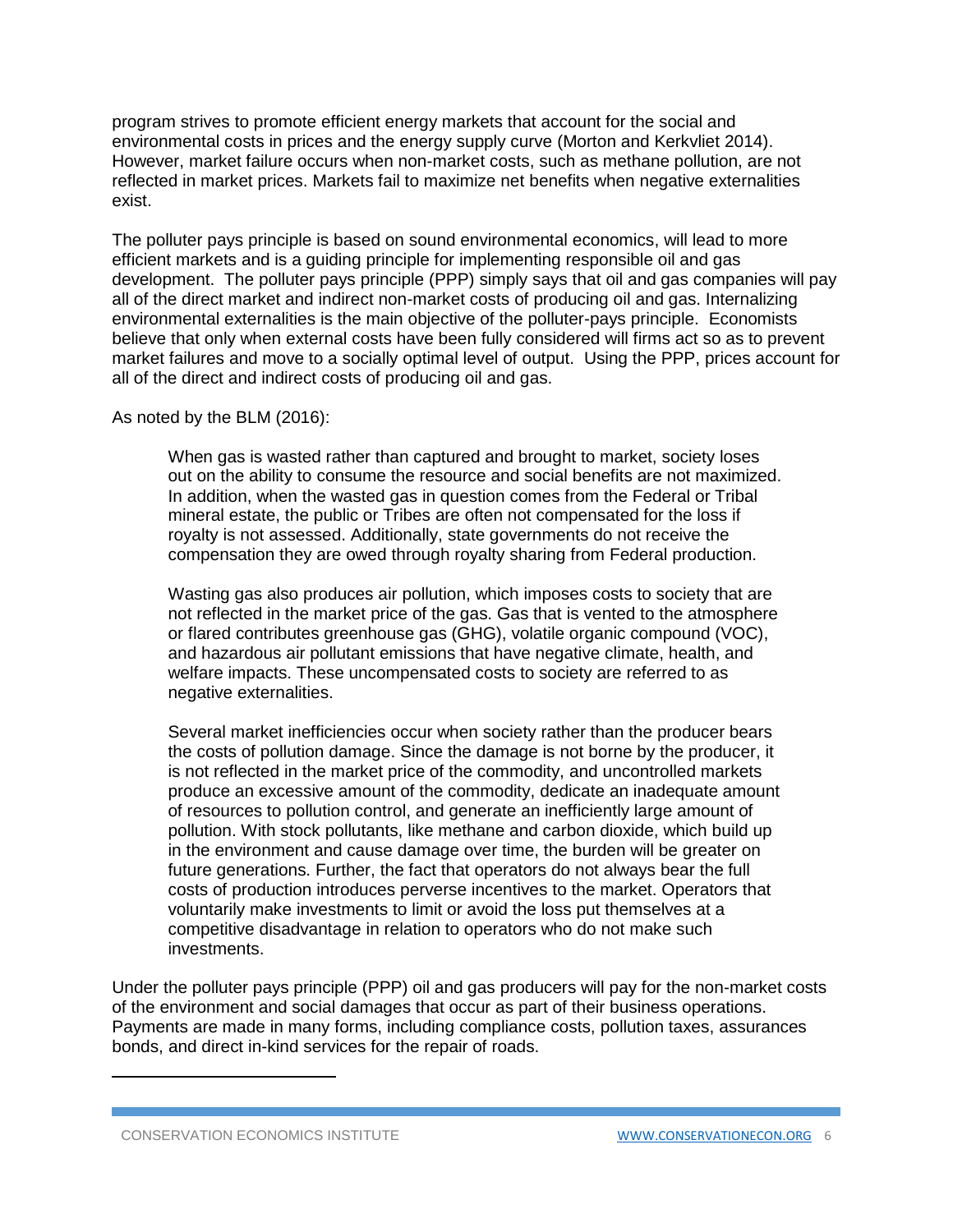program strives to promote efficient energy markets that account for the social and environmental costs in prices and the energy supply curve (Morton and Kerkvliet 2014). However, market failure occurs when non-market costs, such as methane pollution, are not reflected in market prices. Markets fail to maximize net benefits when negative externalities exist.

The polluter pays principle is based on sound environmental economics, will lead to more efficient markets and is a guiding principle for implementing responsible oil and gas development. The polluter pays principle (PPP) simply says that oil and gas companies will pay all of the direct market and indirect non-market costs of producing oil and gas. Internalizing environmental externalities is the main objective of the polluter-pays principle. Economists believe that only when external costs have been fully considered will firms act so as to prevent market failures and move to a socially optimal level of output. Using the PPP, prices account for all of the direct and indirect costs of producing oil and gas.

As noted by the BLM (2016):

> When gas is wasted rather than captured and brought to market, society loses out on the ability to consume the resource and social benefits are not maximized. In addition, when the wasted gas in question comes from the Federal or Tribal mineral estate, the public or Tribes are often not compensated for the loss if royalty is not assessed. Additionally, state governments do not receive the compensation they are owed through royalty sharing from Federal production.
>
> Wasting gas also produces air pollution, which imposes costs to society that are not reflected in the market price of the gas. Gas that is vented to the atmosphere or flared contributes greenhouse gas (GHG), volatile organic compound (VOC), and hazardous air pollutant emissions that have negative climate, health, and welfare impacts. These uncompensated costs to society are referred to as negative externalities.
>
> Several market inefficiencies occur when society rather than the producer bears the costs of pollution damage. Since the damage is not borne by the producer, it is not reflected in the market price of the commodity, and uncontrolled markets produce an excessive amount of the commodity, dedicate an inadequate amount of resources to pollution control, and generate an inefficiently large amount of pollution. With stock pollutants, like methane and carbon dioxide, which build up in the environment and cause damage over time, the burden will be greater on future generations. Further, the fact that operators do not always bear the full costs of production introduces perverse incentives to the market. Operators that voluntarily make investments to limit or avoid the loss put themselves at a competitive disadvantage in relation to operators who do not make such investments.

Under the polluter pays principle (PPP) oil and gas producers will pay for the non-market costs of the environment and social damages that occur as part of their business operations. Payments are made in many forms, including compliance costs, pollution taxes, assurances bonds, and direct in-kind services for the repair of roads.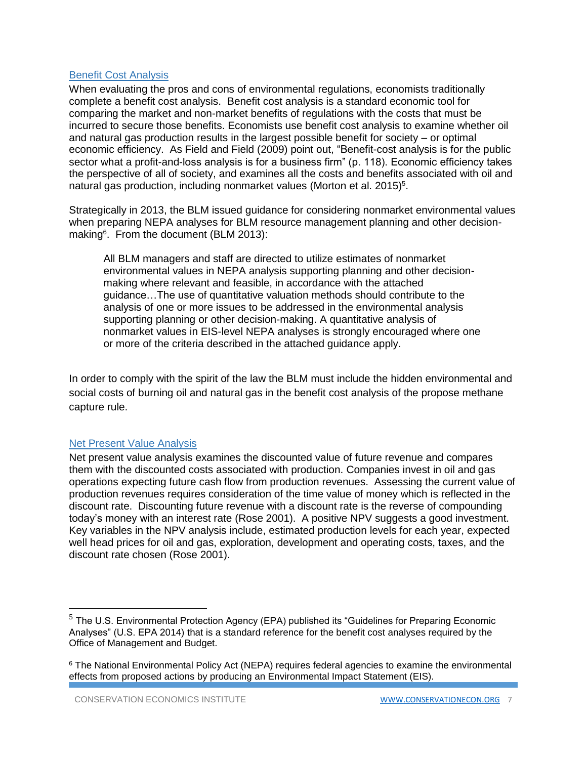## Benefit Cost Analysis

When evaluating the pros and cons of environmental regulations, economists traditionally complete a benefit cost analysis. Benefit cost analysis is a standard economic tool for comparing the market and non-market benefits of regulations with the costs that must be incurred to secure those benefits. Economists use benefit cost analysis to examine whether oil and natural gas production results in the largest possible benefit for society – or optimal economic efficiency. As Field and Field (2009) point out, "Benefit-cost analysis is for the public sector what a profit-and-loss analysis is for a business firm" (p. 118). Economic efficiency takes the perspective of all of society, and examines all the costs and benefits associated with oil and natural gas production, including nonmarket values (Morton et al. 2015)[5].

Strategically in 2013, the BLM issued guidance for considering nonmarket environmental values when preparing NEPA analyses for BLM resource management planning and other decision-making[6]. From the document (BLM 2013):

> All BLM managers and staff are directed to utilize estimates of nonmarket environmental values in NEPA analysis supporting planning and other decision-making where relevant and feasible, in accordance with the attached guidance…The use of quantitative valuation methods should contribute to the analysis of one or more issues to be addressed in the environmental analysis supporting planning or other decision-making. A quantitative analysis of nonmarket values in EIS-level NEPA analyses is strongly encouraged where one or more of the criteria described in the attached guidance apply.

In order to comply with the spirit of the law the BLM must include the hidden environmental and social costs of burning oil and natural gas in the benefit cost analysis of the propose methane capture rule.

## Net Present Value Analysis

Net present value analysis examines the discounted value of future revenue and compares them with the discounted costs associated with production. Companies invest in oil and gas operations expecting future cash flow from production revenues. Assessing the current value of production revenues requires consideration of the time value of money which is reflected in the discount rate. Discounting future revenue with a discount rate is the reverse of compounding today's money with an interest rate (Rose 2001). A positive NPV suggests a good investment. Key variables in the NPV analysis include, estimated production levels for each year, expected well head prices for oil and gas, exploration, development and operating costs, taxes, and the discount rate chosen (Rose 2001).

---

[5] The U.S. Environmental Protection Agency (EPA) published its "Guidelines for Preparing Economic Analyses" (U.S. EPA 2014) that is a standard reference for the benefit cost analyses required by the Office of Management and Budget.

[6] The National Environmental Policy Act (NEPA) requires federal agencies to examine the environmental effects from proposed actions by producing an Environmental Impact Statement (EIS).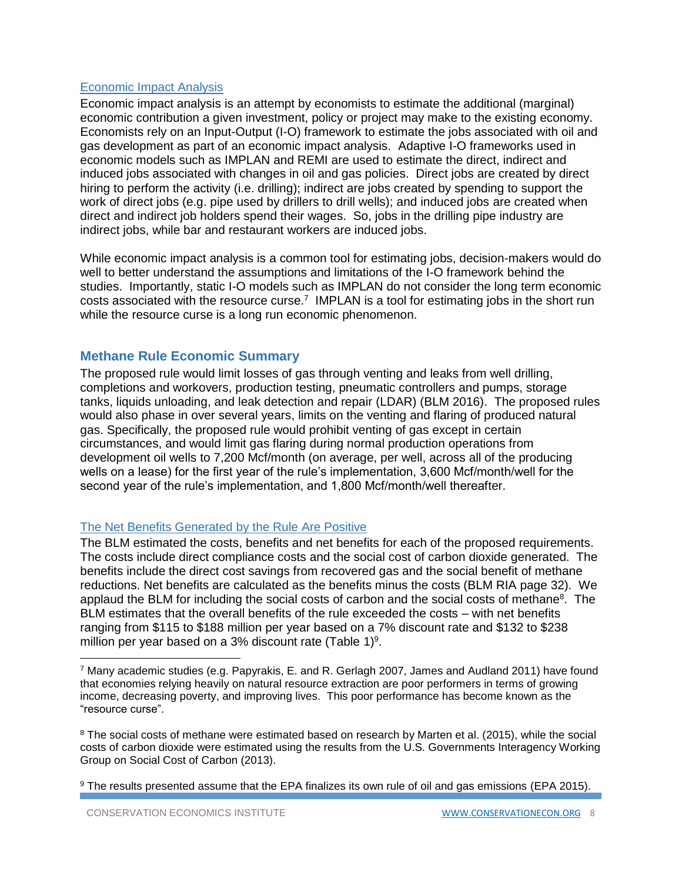### Economic Impact Analysis

Economic impact analysis is an attempt by economists to estimate the additional (marginal) economic contribution a given investment, policy or project may make to the existing economy. Economists rely on an Input-Output (I-O) framework to estimate the jobs associated with oil and gas development as part of an economic impact analysis. Adaptive I-O frameworks used in economic models such as IMPLAN and REMI are used to estimate the direct, indirect and induced jobs associated with changes in oil and gas policies. Direct jobs are created by direct hiring to perform the activity (i.e. drilling); indirect are jobs created by spending to support the work of direct jobs (e.g. pipe used by drillers to drill wells); and induced jobs are created when direct and indirect job holders spend their wages. So, jobs in the drilling pipe industry are indirect jobs, while bar and restaurant workers are induced jobs.

While economic impact analysis is a common tool for estimating jobs, decision-makers would do well to better understand the assumptions and limitations of the I-O framework behind the studies. Importantly, static I-O models such as IMPLAN do not consider the long term economic costs associated with the resource curse.[7] IMPLAN is a tool for estimating jobs in the short run while the resource curse is a long run economic phenomenon.

## Methane Rule Economic Summary

The proposed rule would limit losses of gas through venting and leaks from well drilling, completions and workovers, production testing, pneumatic controllers and pumps, storage tanks, liquids unloading, and leak detection and repair (LDAR) (BLM 2016). The proposed rules would also phase in over several years, limits on the venting and flaring of produced natural gas. Specifically, the proposed rule would prohibit venting of gas except in certain circumstances, and would limit gas flaring during normal production operations from development oil wells to 7,200 Mcf/month (on average, per well, across all of the producing wells on a lease) for the first year of the rule's implementation, 3,600 Mcf/month/well for the second year of the rule's implementation, and 1,800 Mcf/month/well thereafter.

### The Net Benefits Generated by the Rule Are Positive

The BLM estimated the costs, benefits and net benefits for each of the proposed requirements. The costs include direct compliance costs and the social cost of carbon dioxide generated. The benefits include the direct cost savings from recovered gas and the social benefit of methane reductions. Net benefits are calculated as the benefits minus the costs (BLM RIA page 32). We applaud the BLM for including the social costs of carbon and the social costs of methane[8]. The BLM estimates that the overall benefits of the rule exceeded the costs – with net benefits ranging from $115 to $188 million per year based on a 7% discount rate and $132 to $238 million per year based on a 3% discount rate (Table 1)[9].

---

[7] Many academic studies (e.g. Papyrakis, E. and R. Gerlagh 2007, James and Audland 2011) have found that economies relying heavily on natural resource extraction are poor performers in terms of growing income, decreasing poverty, and improving lives. This poor performance has become known as the "resource curse".

[8] The social costs of methane were estimated based on research by Marten et al. (2015), while the social costs of carbon dioxide were estimated using the results from the U.S. Governments Interagency Working Group on Social Cost of Carbon (2013).

[9] The results presented assume that the EPA finalizes its own rule of oil and gas emissions (EPA 2015).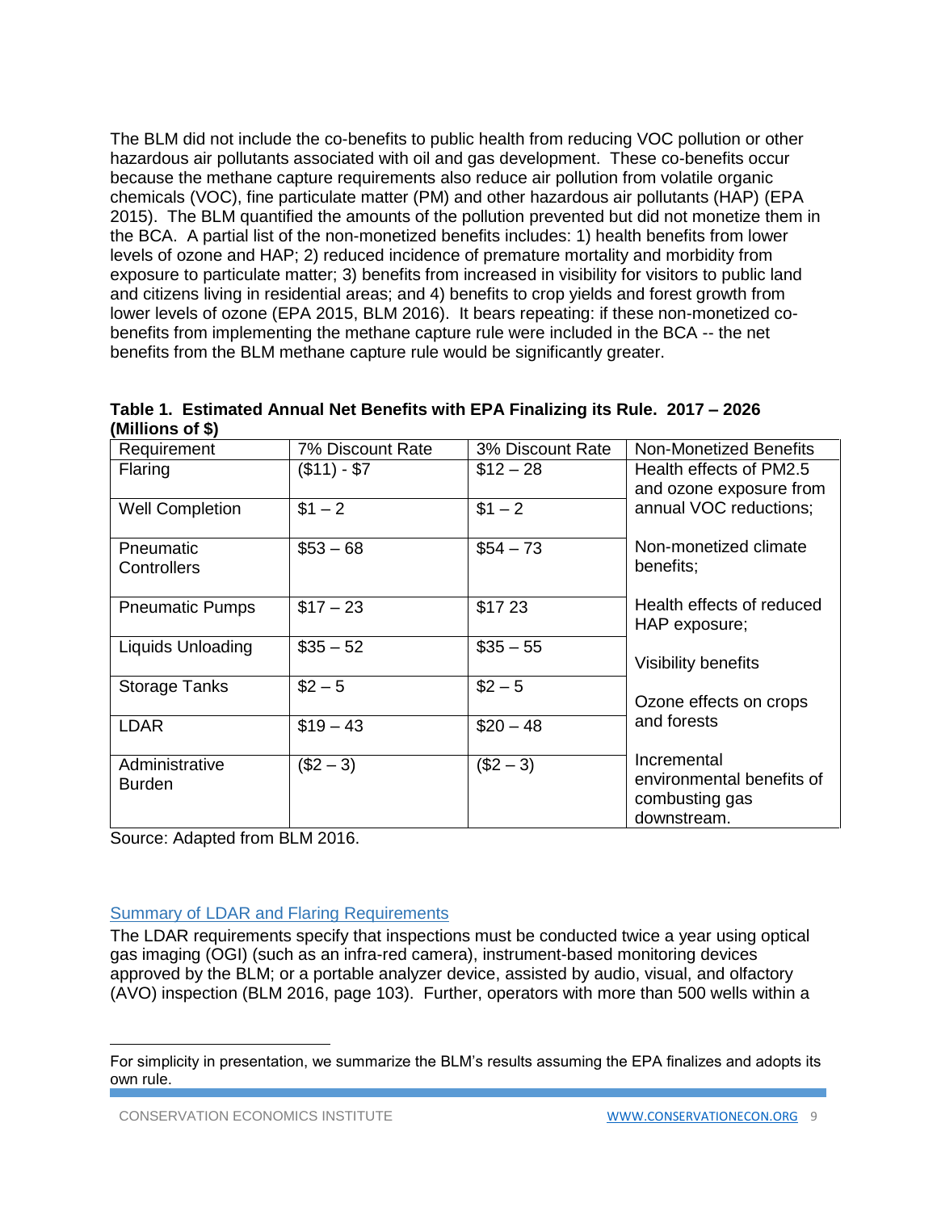The BLM did not include the co-benefits to public health from reducing VOC pollution or other hazardous air pollutants associated with oil and gas development. These co-benefits occur because the methane capture requirements also reduce air pollution from volatile organic chemicals (VOC), fine particulate matter (PM) and other hazardous air pollutants (HAP) (EPA 2015). The BLM quantified the amounts of the pollution prevented but did not monetize them in the BCA. A partial list of the non-monetized benefits includes: 1) health benefits from lower levels of ozone and HAP; 2) reduced incidence of premature mortality and morbidity from exposure to particulate matter; 3) benefits from increased in visibility for visitors to public land and citizens living in residential areas; and 4) benefits to crop yields and forest growth from lower levels of ozone (EPA 2015, BLM 2016). It bears repeating: if these non-monetized co-benefits from implementing the methane capture rule were included in the BCA -- the net benefits from the BLM methane capture rule would be significantly greater.

**Table 1. Estimated Annual Net Benefits with EPA Finalizing its Rule. 2017 – 2026 (Millions of $)**

| Requirement | 7% Discount Rate | 3% Discount Rate | Non-Monetized Benefits |
|---|---|---|---|
| Flaring | ($11) - $7 | $12 – 28 | Health effects of PM2.5 and ozone exposure from annual VOC reductions; |
| Well Completion | $1 – 2 | $1 – 2 | |
| Pneumatic Controllers | $53 – 68 | $54 – 73 | Non-monetized climate benefits; |
| Pneumatic Pumps | $17 – 23 | $17 23 | Health effects of reduced HAP exposure; |
| Liquids Unloading | $35 – 52 | $35 – 55 | Visibility benefits |
| Storage Tanks | $2 – 5 | $2 – 5 | Ozone effects on crops and forests |
| LDAR | $19 – 43 | $20 – 48 | |
| Administrative Burden | ($2 – 3) | ($2 – 3) | Incremental environmental benefits of combusting gas downstream. |

Source: Adapted from BLM 2016.

## Summary of LDAR and Flaring Requirements

The LDAR requirements specify that inspections must be conducted twice a year using optical gas imaging (OGI) (such as an infra-red camera), instrument-based monitoring devices approved by the BLM; or a portable analyzer device, assisted by audio, visual, and olfactory (AVO) inspection (BLM 2016, page 103). Further, operators with more than 500 wells within a

---

For simplicity in presentation, we summarize the BLM's results assuming the EPA finalizes and adopts its own rule.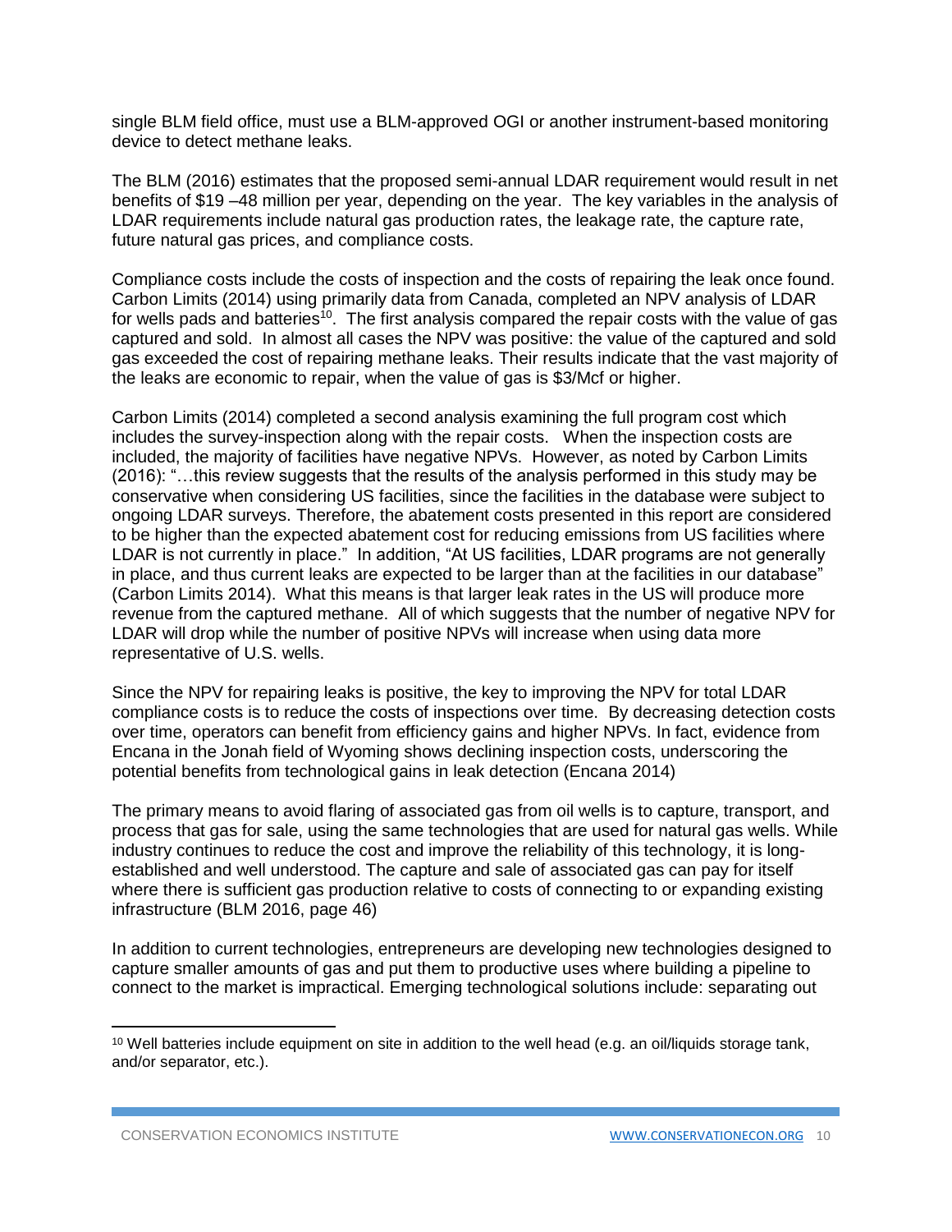single BLM field office, must use a BLM-approved OGI or another instrument-based monitoring device to detect methane leaks.

The BLM (2016) estimates that the proposed semi-annual LDAR requirement would result in net benefits of $19 –48 million per year, depending on the year. The key variables in the analysis of LDAR requirements include natural gas production rates, the leakage rate, the capture rate, future natural gas prices, and compliance costs.

Compliance costs include the costs of inspection and the costs of repairing the leak once found. Carbon Limits (2014) using primarily data from Canada, completed an NPV analysis of LDAR for wells pads and batteries[10]. The first analysis compared the repair costs with the value of gas captured and sold. In almost all cases the NPV was positive: the value of the captured and sold gas exceeded the cost of repairing methane leaks. Their results indicate that the vast majority of the leaks are economic to repair, when the value of gas is $3/Mcf or higher.

Carbon Limits (2014) completed a second analysis examining the full program cost which includes the survey-inspection along with the repair costs. When the inspection costs are included, the majority of facilities have negative NPVs. However, as noted by Carbon Limits (2016): "…this review suggests that the results of the analysis performed in this study may be conservative when considering US facilities, since the facilities in the database were subject to ongoing LDAR surveys. Therefore, the abatement costs presented in this report are considered to be higher than the expected abatement cost for reducing emissions from US facilities where LDAR is not currently in place." In addition, "At US facilities, LDAR programs are not generally in place, and thus current leaks are expected to be larger than at the facilities in our database" (Carbon Limits 2014). What this means is that larger leak rates in the US will produce more revenue from the captured methane. All of which suggests that the number of negative NPV for LDAR will drop while the number of positive NPVs will increase when using data more representative of U.S. wells.

Since the NPV for repairing leaks is positive, the key to improving the NPV for total LDAR compliance costs is to reduce the costs of inspections over time. By decreasing detection costs over time, operators can benefit from efficiency gains and higher NPVs. In fact, evidence from Encana in the Jonah field of Wyoming shows declining inspection costs, underscoring the potential benefits from technological gains in leak detection (Encana 2014)

The primary means to avoid flaring of associated gas from oil wells is to capture, transport, and process that gas for sale, using the same technologies that are used for natural gas wells. While industry continues to reduce the cost and improve the reliability of this technology, it is long-established and well understood. The capture and sale of associated gas can pay for itself where there is sufficient gas production relative to costs of connecting to or expanding existing infrastructure (BLM 2016, page 46)

In addition to current technologies, entrepreneurs are developing new technologies designed to capture smaller amounts of gas and put them to productive uses where building a pipeline to connect to the market is impractical. Emerging technological solutions include: separating out

[10] Well batteries include equipment on site in addition to the well head (e.g. an oil/liquids storage tank, and/or separator, etc.).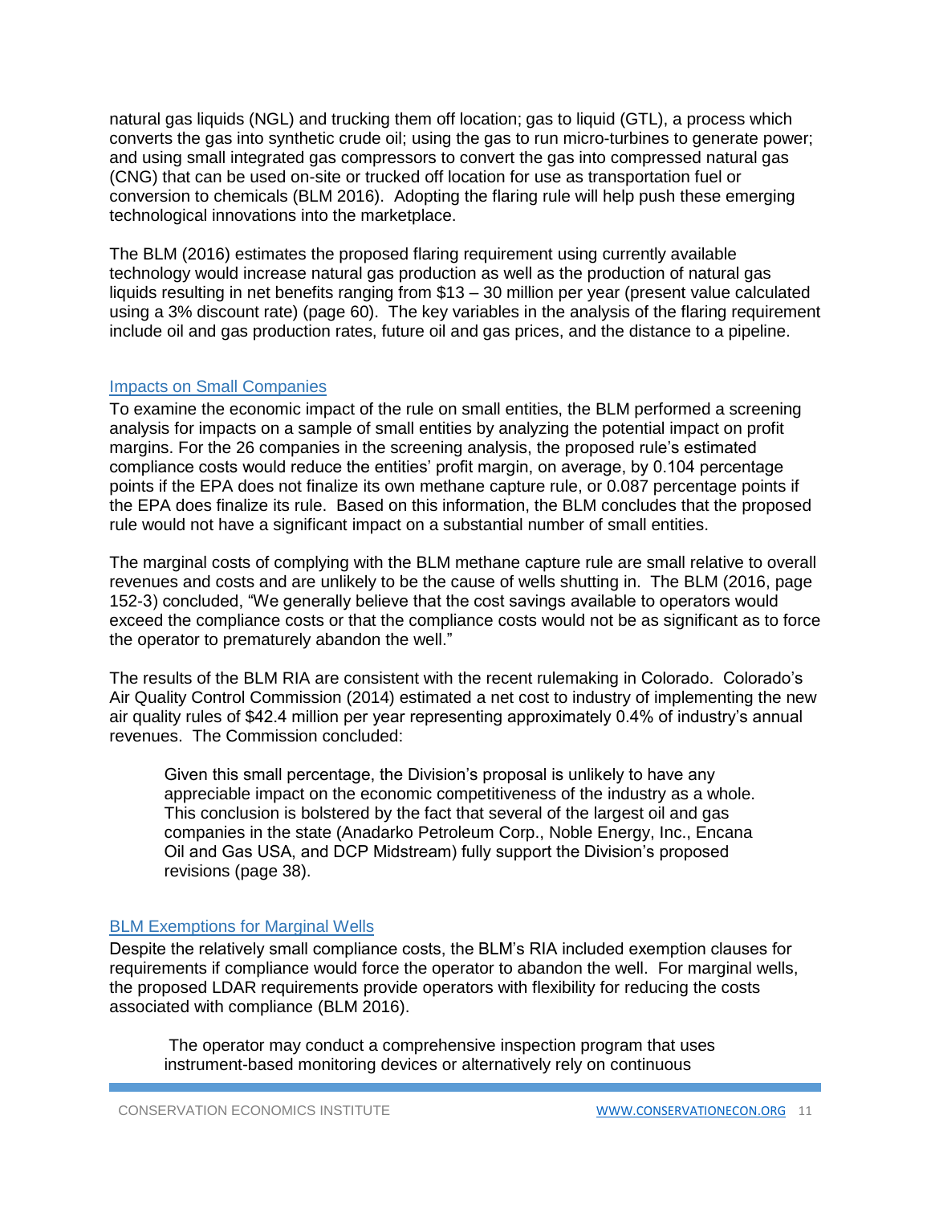natural gas liquids (NGL) and trucking them off location; gas to liquid (GTL), a process which converts the gas into synthetic crude oil; using the gas to run micro-turbines to generate power; and using small integrated gas compressors to convert the gas into compressed natural gas (CNG) that can be used on-site or trucked off location for use as transportation fuel or conversion to chemicals (BLM 2016). Adopting the flaring rule will help push these emerging technological innovations into the marketplace.

The BLM (2016) estimates the proposed flaring requirement using currently available technology would increase natural gas production as well as the production of natural gas liquids resulting in net benefits ranging from $13 – 30 million per year (present value calculated using a 3% discount rate) (page 60). The key variables in the analysis of the flaring requirement include oil and gas production rates, future oil and gas prices, and the distance to a pipeline.

## Impacts on Small Companies

To examine the economic impact of the rule on small entities, the BLM performed a screening analysis for impacts on a sample of small entities by analyzing the potential impact on profit margins. For the 26 companies in the screening analysis, the proposed rule's estimated compliance costs would reduce the entities' profit margin, on average, by 0.104 percentage points if the EPA does not finalize its own methane capture rule, or 0.087 percentage points if the EPA does finalize its rule. Based on this information, the BLM concludes that the proposed rule would not have a significant impact on a substantial number of small entities.

The marginal costs of complying with the BLM methane capture rule are small relative to overall revenues and costs and are unlikely to be the cause of wells shutting in. The BLM (2016, page 152-3) concluded, "We generally believe that the cost savings available to operators would exceed the compliance costs or that the compliance costs would not be as significant as to force the operator to prematurely abandon the well."

The results of the BLM RIA are consistent with the recent rulemaking in Colorado. Colorado's Air Quality Control Commission (2014) estimated a net cost to industry of implementing the new air quality rules of $42.4 million per year representing approximately 0.4% of industry's annual revenues. The Commission concluded:

> Given this small percentage, the Division's proposal is unlikely to have any appreciable impact on the economic competitiveness of the industry as a whole. This conclusion is bolstered by the fact that several of the largest oil and gas companies in the state (Anadarko Petroleum Corp., Noble Energy, Inc., Encana Oil and Gas USA, and DCP Midstream) fully support the Division's proposed revisions (page 38).

## BLM Exemptions for Marginal Wells

Despite the relatively small compliance costs, the BLM's RIA included exemption clauses for requirements if compliance would force the operator to abandon the well. For marginal wells, the proposed LDAR requirements provide operators with flexibility for reducing the costs associated with compliance (BLM 2016).

> The operator may conduct a comprehensive inspection program that uses instrument-based monitoring devices or alternatively rely on continuous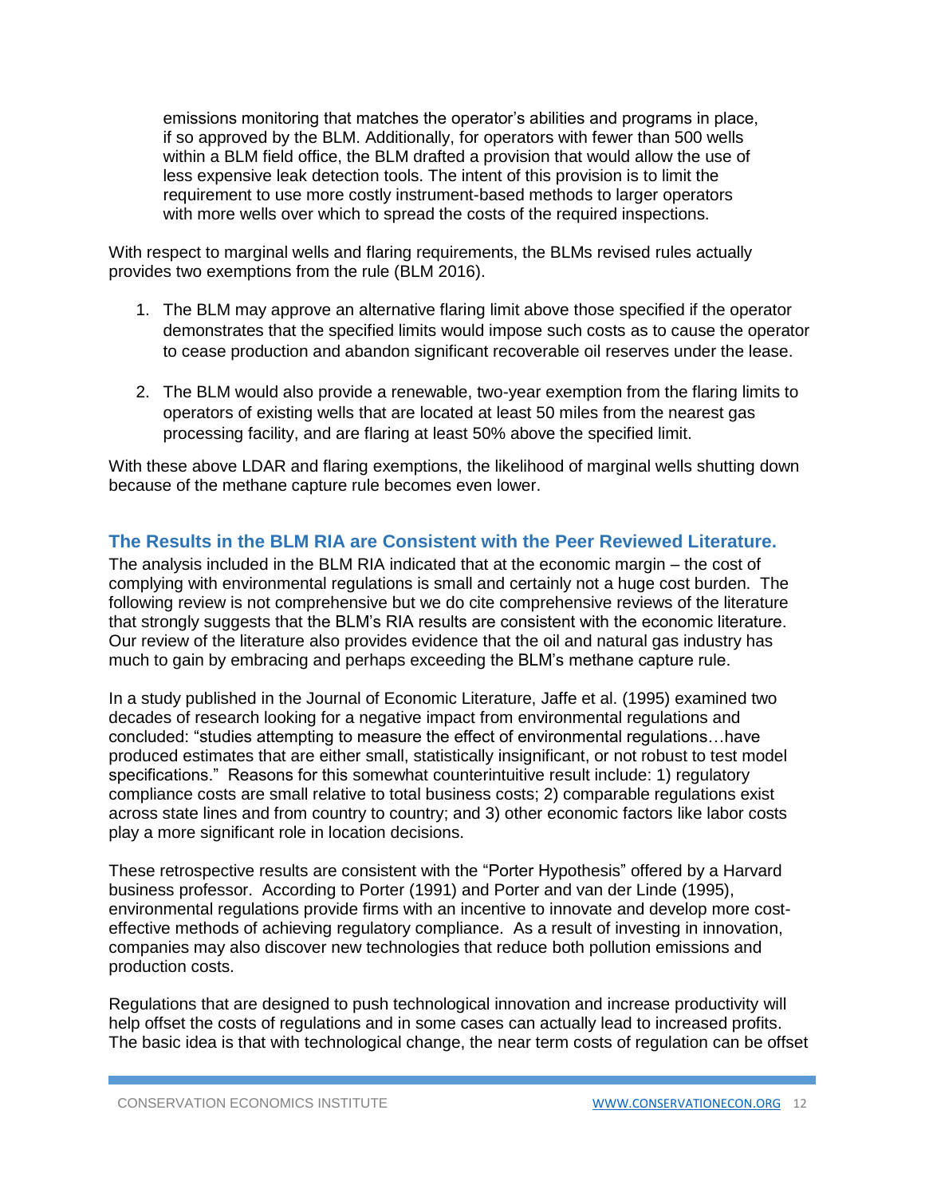emissions monitoring that matches the operator's abilities and programs in place, if so approved by the BLM. Additionally, for operators with fewer than 500 wells within a BLM field office, the BLM drafted a provision that would allow the use of less expensive leak detection tools. The intent of this provision is to limit the requirement to use more costly instrument-based methods to larger operators with more wells over which to spread the costs of the required inspections.

With respect to marginal wells and flaring requirements, the BLMs revised rules actually provides two exemptions from the rule (BLM 2016).

1. The BLM may approve an alternative flaring limit above those specified if the operator demonstrates that the specified limits would impose such costs as to cause the operator to cease production and abandon significant recoverable oil reserves under the lease.

2. The BLM would also provide a renewable, two-year exemption from the flaring limits to operators of existing wells that are located at least 50 miles from the nearest gas processing facility, and are flaring at least 50% above the specified limit.

With these above LDAR and flaring exemptions, the likelihood of marginal wells shutting down because of the methane capture rule becomes even lower.

## The Results in the BLM RIA are Consistent with the Peer Reviewed Literature.

The analysis included in the BLM RIA indicated that at the economic margin – the cost of complying with environmental regulations is small and certainly not a huge cost burden. The following review is not comprehensive but we do cite comprehensive reviews of the literature that strongly suggests that the BLM's RIA results are consistent with the economic literature. Our review of the literature also provides evidence that the oil and natural gas industry has much to gain by embracing and perhaps exceeding the BLM's methane capture rule.

In a study published in the Journal of Economic Literature, Jaffe et al. (1995) examined two decades of research looking for a negative impact from environmental regulations and concluded: "studies attempting to measure the effect of environmental regulations…have produced estimates that are either small, statistically insignificant, or not robust to test model specifications." Reasons for this somewhat counterintuitive result include: 1) regulatory compliance costs are small relative to total business costs; 2) comparable regulations exist across state lines and from country to country; and 3) other economic factors like labor costs play a more significant role in location decisions.

These retrospective results are consistent with the "Porter Hypothesis" offered by a Harvard business professor. According to Porter (1991) and Porter and van der Linde (1995), environmental regulations provide firms with an incentive to innovate and develop more cost-effective methods of achieving regulatory compliance. As a result of investing in innovation, companies may also discover new technologies that reduce both pollution emissions and production costs.

Regulations that are designed to push technological innovation and increase productivity will help offset the costs of regulations and in some cases can actually lead to increased profits. The basic idea is that with technological change, the near term costs of regulation can be offset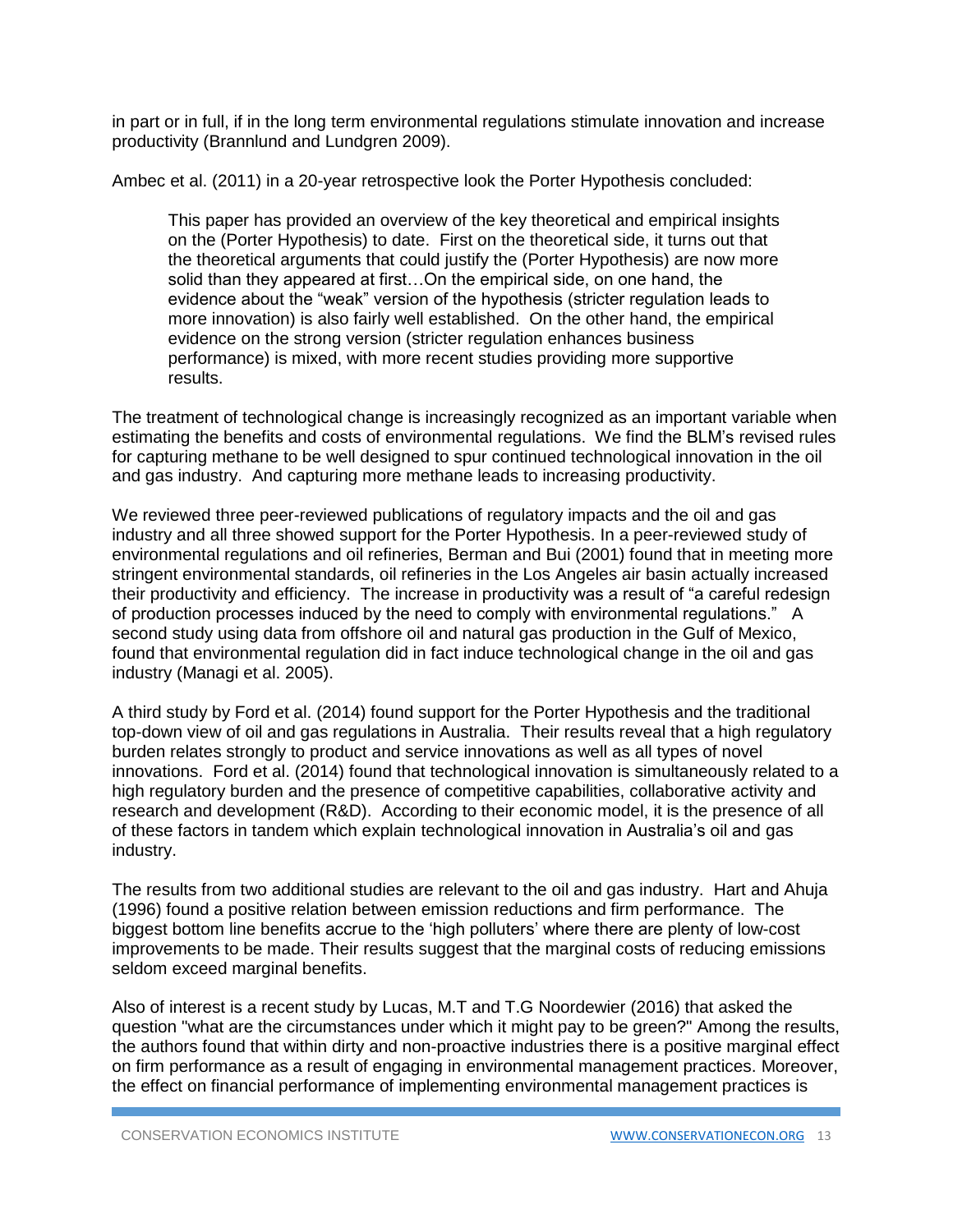in part or in full, if in the long term environmental regulations stimulate innovation and increase productivity (Brannlund and Lundgren 2009).

Ambec et al. (2011) in a 20-year retrospective look the Porter Hypothesis concluded:

> This paper has provided an overview of the key theoretical and empirical insights on the (Porter Hypothesis) to date. First on the theoretical side, it turns out that the theoretical arguments that could justify the (Porter Hypothesis) are now more solid than they appeared at first…On the empirical side, on one hand, the evidence about the "weak" version of the hypothesis (stricter regulation leads to more innovation) is also fairly well established. On the other hand, the empirical evidence on the strong version (stricter regulation enhances business performance) is mixed, with more recent studies providing more supportive results.

The treatment of technological change is increasingly recognized as an important variable when estimating the benefits and costs of environmental regulations. We find the BLM's revised rules for capturing methane to be well designed to spur continued technological innovation in the oil and gas industry. And capturing more methane leads to increasing productivity.

We reviewed three peer-reviewed publications of regulatory impacts and the oil and gas industry and all three showed support for the Porter Hypothesis. In a peer-reviewed study of environmental regulations and oil refineries, Berman and Bui (2001) found that in meeting more stringent environmental standards, oil refineries in the Los Angeles air basin actually increased their productivity and efficiency. The increase in productivity was a result of "a careful redesign of production processes induced by the need to comply with environmental regulations." A second study using data from offshore oil and natural gas production in the Gulf of Mexico, found that environmental regulation did in fact induce technological change in the oil and gas industry (Managi et al. 2005).

A third study by Ford et al. (2014) found support for the Porter Hypothesis and the traditional top-down view of oil and gas regulations in Australia. Their results reveal that a high regulatory burden relates strongly to product and service innovations as well as all types of novel innovations. Ford et al. (2014) found that technological innovation is simultaneously related to a high regulatory burden and the presence of competitive capabilities, collaborative activity and research and development (R&D). According to their economic model, it is the presence of all of these factors in tandem which explain technological innovation in Australia's oil and gas industry.

The results from two additional studies are relevant to the oil and gas industry. Hart and Ahuja (1996) found a positive relation between emission reductions and firm performance. The biggest bottom line benefits accrue to the 'high polluters' where there are plenty of low-cost improvements to be made. Their results suggest that the marginal costs of reducing emissions seldom exceed marginal benefits.

Also of interest is a recent study by Lucas, M.T and T.G Noordewier (2016) that asked the question "what are the circumstances under which it might pay to be green?" Among the results, the authors found that within dirty and non-proactive industries there is a positive marginal effect on firm performance as a result of engaging in environmental management practices. Moreover, the effect on financial performance of implementing environmental management practices is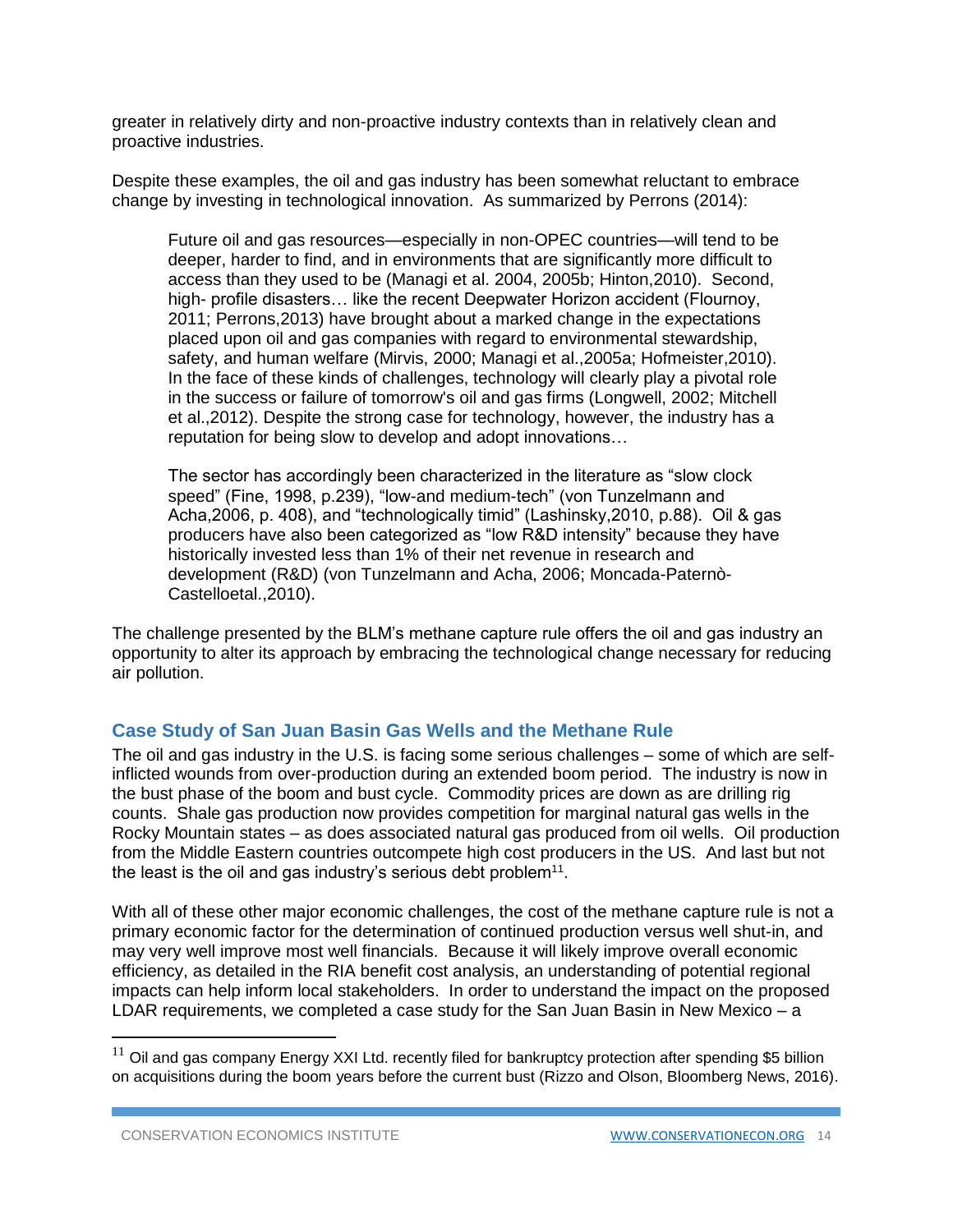greater in relatively dirty and non-proactive industry contexts than in relatively clean and proactive industries.

Despite these examples, the oil and gas industry has been somewhat reluctant to embrace change by investing in technological innovation. As summarized by Perrons (2014):

> Future oil and gas resources—especially in non-OPEC countries—will tend to be deeper, harder to find, and in environments that are significantly more difficult to access than they used to be (Managi et al. 2004, 2005b; Hinton,2010). Second, high- profile disasters… like the recent Deepwater Horizon accident (Flournoy, 2011; Perrons,2013) have brought about a marked change in the expectations placed upon oil and gas companies with regard to environmental stewardship, safety, and human welfare (Mirvis, 2000; Managi et al.,2005a; Hofmeister,2010). In the face of these kinds of challenges, technology will clearly play a pivotal role in the success or failure of tomorrow's oil and gas firms (Longwell, 2002; Mitchell et al.,2012). Despite the strong case for technology, however, the industry has a reputation for being slow to develop and adopt innovations…
>
> The sector has accordingly been characterized in the literature as "slow clock speed" (Fine, 1998, p.239), "low-and medium-tech" (von Tunzelmann and Acha,2006, p. 408), and "technologically timid" (Lashinsky,2010, p.88). Oil & gas producers have also been categorized as "low R&D intensity" because they have historically invested less than 1% of their net revenue in research and development (R&D) (von Tunzelmann and Acha, 2006; Moncada-Paternò-Castelloetal.,2010).

The challenge presented by the BLM's methane capture rule offers the oil and gas industry an opportunity to alter its approach by embracing the technological change necessary for reducing air pollution.

## Case Study of San Juan Basin Gas Wells and the Methane Rule

The oil and gas industry in the U.S. is facing some serious challenges – some of which are self-inflicted wounds from over-production during an extended boom period. The industry is now in the bust phase of the boom and bust cycle. Commodity prices are down as are drilling rig counts. Shale gas production now provides competition for marginal natural gas wells in the Rocky Mountain states – as does associated natural gas produced from oil wells. Oil production from the Middle Eastern countries outcompete high cost producers in the US. And last but not the least is the oil and gas industry's serious debt problem[11].

With all of these other major economic challenges, the cost of the methane capture rule is not a primary economic factor for the determination of continued production versus well shut-in, and may very well improve most well financials. Because it will likely improve overall economic efficiency, as detailed in the RIA benefit cost analysis, an understanding of potential regional impacts can help inform local stakeholders. In order to understand the impact on the proposed LDAR requirements, we completed a case study for the San Juan Basin in New Mexico – a

[11] Oil and gas company Energy XXI Ltd. recently filed for bankruptcy protection after spending $5 billion on acquisitions during the boom years before the current bust (Rizzo and Olson, Bloomberg News, 2016).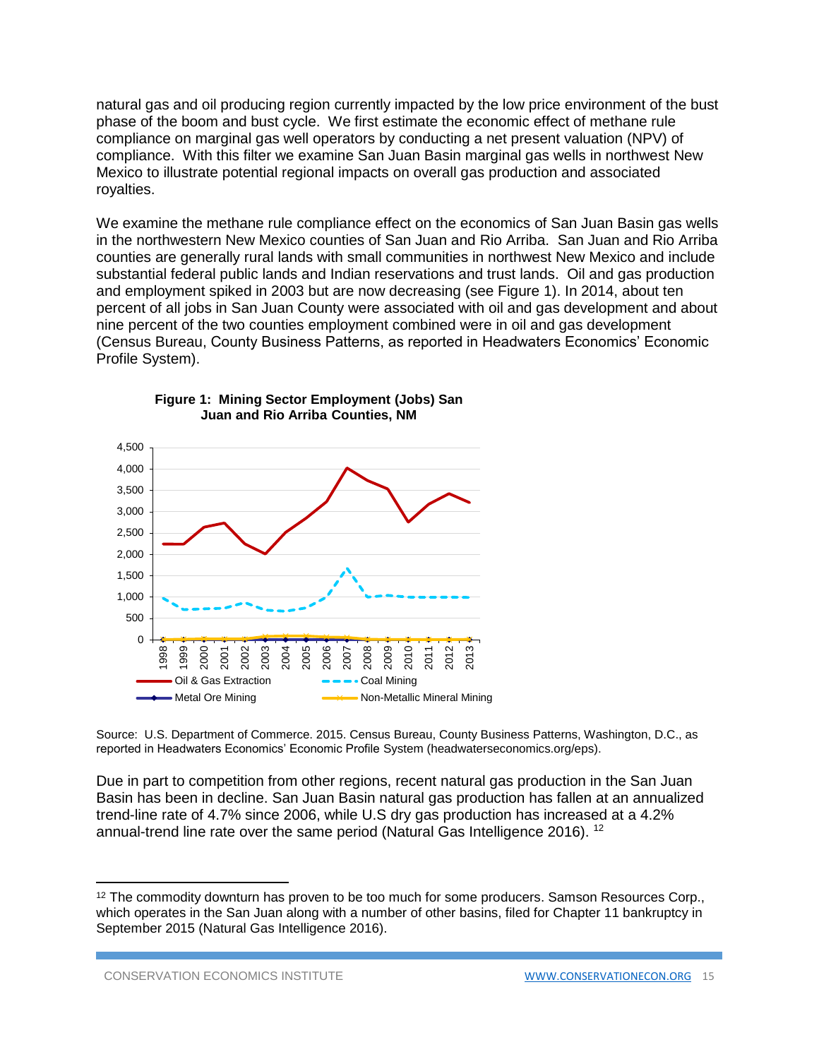natural gas and oil producing region currently impacted by the low price environment of the bust phase of the boom and bust cycle. We first estimate the economic effect of methane rule compliance on marginal gas well operators by conducting a net present valuation (NPV) of compliance. With this filter we examine San Juan Basin marginal gas wells in northwest New Mexico to illustrate potential regional impacts on overall gas production and associated royalties.

We examine the methane rule compliance effect on the economics of San Juan Basin gas wells in the northwestern New Mexico counties of San Juan and Rio Arriba. San Juan and Rio Arriba counties are generally rural lands with small communities in northwest New Mexico and include substantial federal public lands and Indian reservations and trust lands. Oil and gas production and employment spiked in 2003 but are now decreasing (see Figure 1). In 2014, about ten percent of all jobs in San Juan County were associated with oil and gas development and about nine percent of the two counties employment combined were in oil and gas development (Census Bureau, County Business Patterns, as reported in Headwaters Economics' Economic Profile System).

**Figure 1: Mining Sector Employment (Jobs) San Juan and Rio Arriba Counties, NM**

Source: U.S. Department of Commerce. 2015. Census Bureau, County Business Patterns, Washington, D.C., as reported in Headwaters Economics' Economic Profile System (headwaterseconomics.org/eps).

Due in part to competition from other regions, recent natural gas production in the San Juan Basin has been in decline. San Juan Basin natural gas production has fallen at an annualized trend-line rate of 4.7% since 2006, while U.S dry gas production has increased at a 4.2% annual-trend line rate over the same period (Natural Gas Intelligence 2016). [12]

[12] The commodity downturn has proven to be too much for some producers. Samson Resources Corp., which operates in the San Juan along with a number of other basins, filed for Chapter 11 bankruptcy in September 2015 (Natural Gas Intelligence 2016).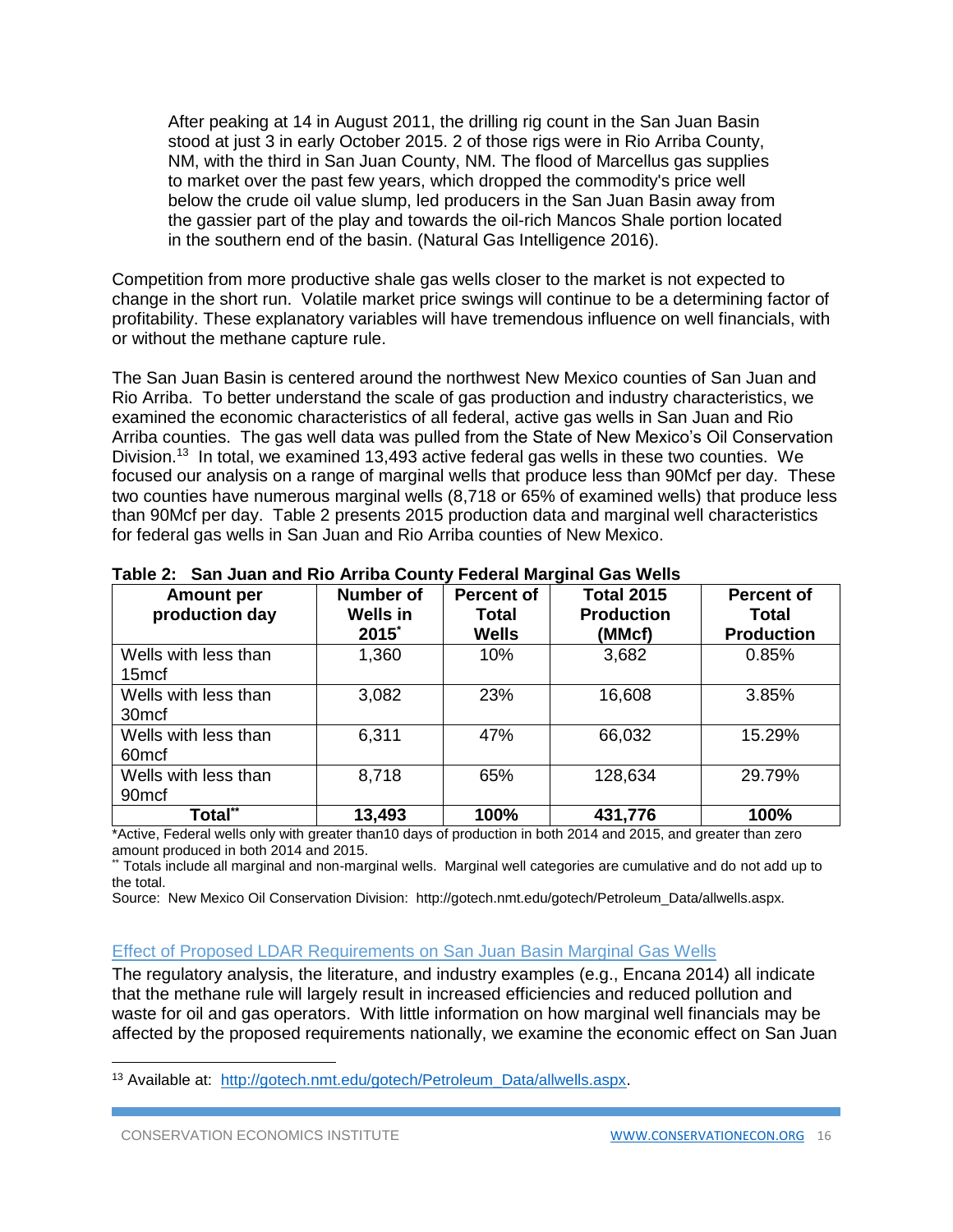> After peaking at 14 in August 2011, the drilling rig count in the San Juan Basin stood at just 3 in early October 2015. 2 of those rigs were in Rio Arriba County, NM, with the third in San Juan County, NM. The flood of Marcellus gas supplies to market over the past few years, which dropped the commodity's price well below the crude oil value slump, led producers in the San Juan Basin away from the gassier part of the play and towards the oil-rich Mancos Shale portion located in the southern end of the basin. (Natural Gas Intelligence 2016).

Competition from more productive shale gas wells closer to the market is not expected to change in the short run. Volatile market price swings will continue to be a determining factor of profitability. These explanatory variables will have tremendous influence on well financials, with or without the methane capture rule.

The San Juan Basin is centered around the northwest New Mexico counties of San Juan and Rio Arriba. To better understand the scale of gas production and industry characteristics, we examined the economic characteristics of all federal, active gas wells in San Juan and Rio Arriba counties. The gas well data was pulled from the State of New Mexico's Oil Conservation Division.[13] In total, we examined 13,493 active federal gas wells in these two counties. We focused our analysis on a range of marginal wells that produce less than 90Mcf per day. These two counties have numerous marginal wells (8,718 or 65% of examined wells) that produce less than 90Mcf per day. Table 2 presents 2015 production data and marginal well characteristics for federal gas wells in San Juan and Rio Arriba counties of New Mexico.

**Table 2: San Juan and Rio Arriba County Federal Marginal Gas Wells**

| Amount per production day | Number of Wells in 2015* | Percent of Total Wells | Total 2015 Production (MMcf) | Percent of Total Production |
|---|---|---|---|---|
| Wells with less than 15mcf | 1,360 | 10% | 3,682 | 0.85% |
| Wells with less than 30mcf | 3,082 | 23% | 16,608 | 3.85% |
| Wells with less than 60mcf | 6,311 | 47% | 66,032 | 15.29% |
| Wells with less than 90mcf | 8,718 | 65% | 128,634 | 29.79% |
| **Total**** | **13,493** | **100%** | **431,776** | **100%** |

*Active, Federal wells only with greater than10 days of production in both 2014 and 2015, and greater than zero amount produced in both 2014 and 2015.
** Totals include all marginal and non-marginal wells. Marginal well categories are cumulative and do not add up to the total.
Source: New Mexico Oil Conservation Division: http://gotech.nmt.edu/gotech/Petroleum_Data/allwells.aspx.

## Effect of Proposed LDAR Requirements on San Juan Basin Marginal Gas Wells

The regulatory analysis, the literature, and industry examples (e.g., Encana 2014) all indicate that the methane rule will largely result in increased efficiencies and reduced pollution and waste for oil and gas operators. With little information on how marginal well financials may be affected by the proposed requirements nationally, we examine the economic effect on San Juan

[13] Available at: http://gotech.nmt.edu/gotech/Petroleum_Data/allwells.aspx.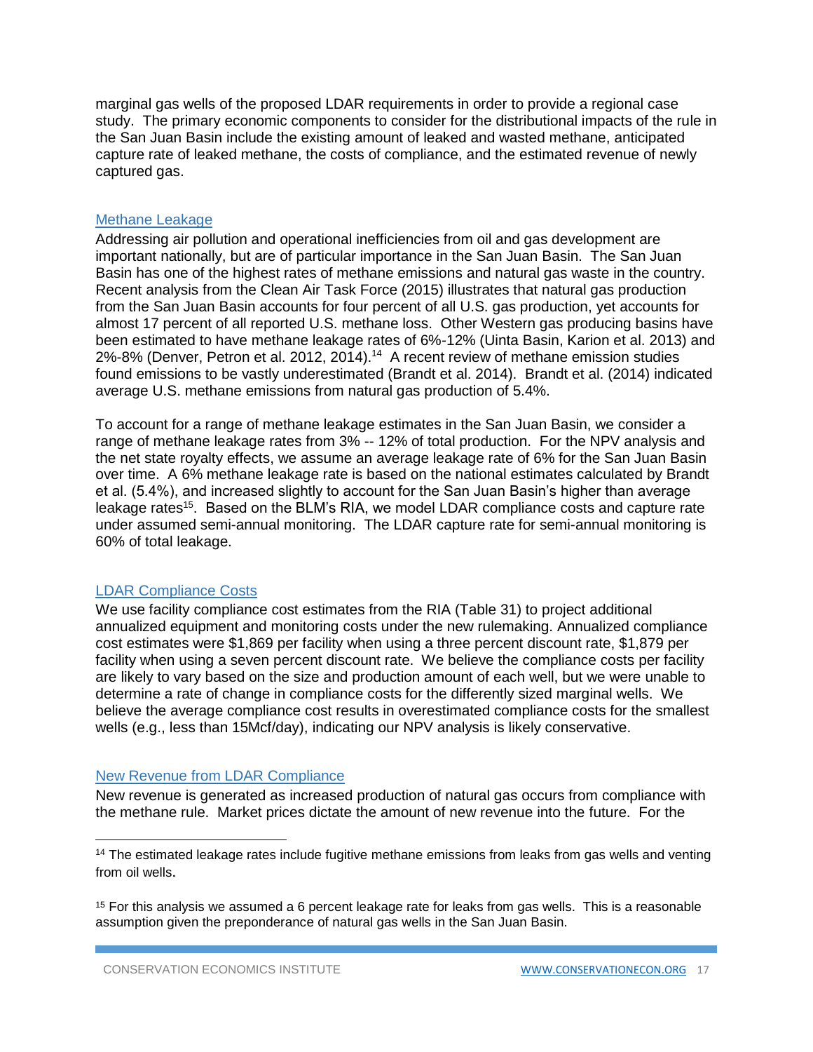marginal gas wells of the proposed LDAR requirements in order to provide a regional case study. The primary economic components to consider for the distributional impacts of the rule in the San Juan Basin include the existing amount of leaked and wasted methane, anticipated capture rate of leaked methane, the costs of compliance, and the estimated revenue of newly captured gas.

### Methane Leakage

Addressing air pollution and operational inefficiencies from oil and gas development are important nationally, but are of particular importance in the San Juan Basin. The San Juan Basin has one of the highest rates of methane emissions and natural gas waste in the country. Recent analysis from the Clean Air Task Force (2015) illustrates that natural gas production from the San Juan Basin accounts for four percent of all U.S. gas production, yet accounts for almost 17 percent of all reported U.S. methane loss. Other Western gas producing basins have been estimated to have methane leakage rates of 6%-12% (Uinta Basin, Karion et al. 2013) and 2%-8% (Denver, Petron et al. 2012, 2014).[14] A recent review of methane emission studies found emissions to be vastly underestimated (Brandt et al. 2014). Brandt et al. (2014) indicated average U.S. methane emissions from natural gas production of 5.4%.

To account for a range of methane leakage estimates in the San Juan Basin, we consider a range of methane leakage rates from 3% -- 12% of total production. For the NPV analysis and the net state royalty effects, we assume an average leakage rate of 6% for the San Juan Basin over time. A 6% methane leakage rate is based on the national estimates calculated by Brandt et al. (5.4%), and increased slightly to account for the San Juan Basin's higher than average leakage rates[15]. Based on the BLM's RIA, we model LDAR compliance costs and capture rate under assumed semi-annual monitoring. The LDAR capture rate for semi-annual monitoring is 60% of total leakage.

### LDAR Compliance Costs

We use facility compliance cost estimates from the RIA (Table 31) to project additional annualized equipment and monitoring costs under the new rulemaking. Annualized compliance cost estimates were $1,869 per facility when using a three percent discount rate, $1,879 per facility when using a seven percent discount rate. We believe the compliance costs per facility are likely to vary based on the size and production amount of each well, but we were unable to determine a rate of change in compliance costs for the differently sized marginal wells. We believe the average compliance cost results in overestimated compliance costs for the smallest wells (e.g., less than 15Mcf/day), indicating our NPV analysis is likely conservative.

### New Revenue from LDAR Compliance

New revenue is generated as increased production of natural gas occurs from compliance with the methane rule. Market prices dictate the amount of new revenue into the future. For the

---

[14] The estimated leakage rates include fugitive methane emissions from leaks from gas wells and venting from oil wells.

[15] For this analysis we assumed a 6 percent leakage rate for leaks from gas wells. This is a reasonable assumption given the preponderance of natural gas wells in the San Juan Basin.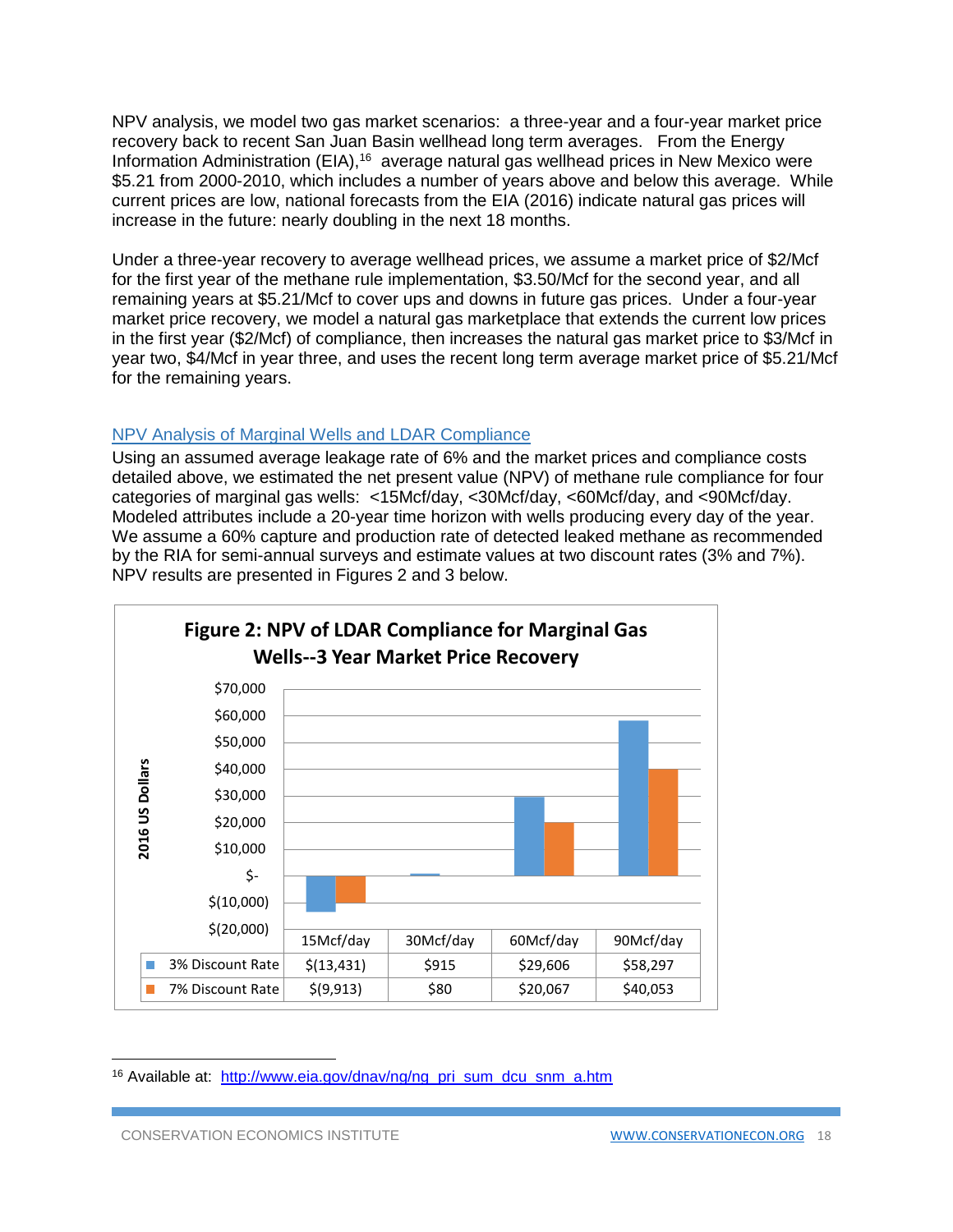NPV analysis, we model two gas market scenarios: a three-year and a four-year market price recovery back to recent San Juan Basin wellhead long term averages. From the Energy Information Administration (EIA),[16] average natural gas wellhead prices in New Mexico were $5.21 from 2000-2010, which includes a number of years above and below this average. While current prices are low, national forecasts from the EIA (2016) indicate natural gas prices will increase in the future: nearly doubling in the next 18 months.

Under a three-year recovery to average wellhead prices, we assume a market price of $2/Mcf for the first year of the methane rule implementation, $3.50/Mcf for the second year, and all remaining years at $5.21/Mcf to cover ups and downs in future gas prices. Under a four-year market price recovery, we model a natural gas marketplace that extends the current low prices in the first year ($2/Mcf) of compliance, then increases the natural gas market price to $3/Mcf in year two, $4/Mcf in year three, and uses the recent long term average market price of $5.21/Mcf for the remaining years.

### NPV Analysis of Marginal Wells and LDAR Compliance

Using an assumed average leakage rate of 6% and the market prices and compliance costs detailed above, we estimated the net present value (NPV) of methane rule compliance for four categories of marginal gas wells: <15Mcf/day, <30Mcf/day, <60Mcf/day, and <90Mcf/day. Modeled attributes include a 20-year time horizon with wells producing every day of the year. We assume a 60% capture and production rate of detected leaked methane as recommended by the RIA for semi-annual surveys and estimate values at two discount rates (3% and 7%). NPV results are presented in Figures 2 and 3 below.

**Figure 2: NPV of LDAR Compliance for Marginal Gas Wells--3 Year Market Price Recovery**

|  | 15Mcf/day | 30Mcf/day | 60Mcf/day | 90Mcf/day |
|---|---|---|---|---|
| 3% Discount Rate | $(13,431) | $915 | $29,606 | $58,297 |
| 7% Discount Rate | $(9,913) | $80 | $20,067 | $40,053 |

(Y-axis: 2016 US Dollars)

[16] Available at: http://www.eia.gov/dnav/ng/ng_pri_sum_dcu_snm_a.htm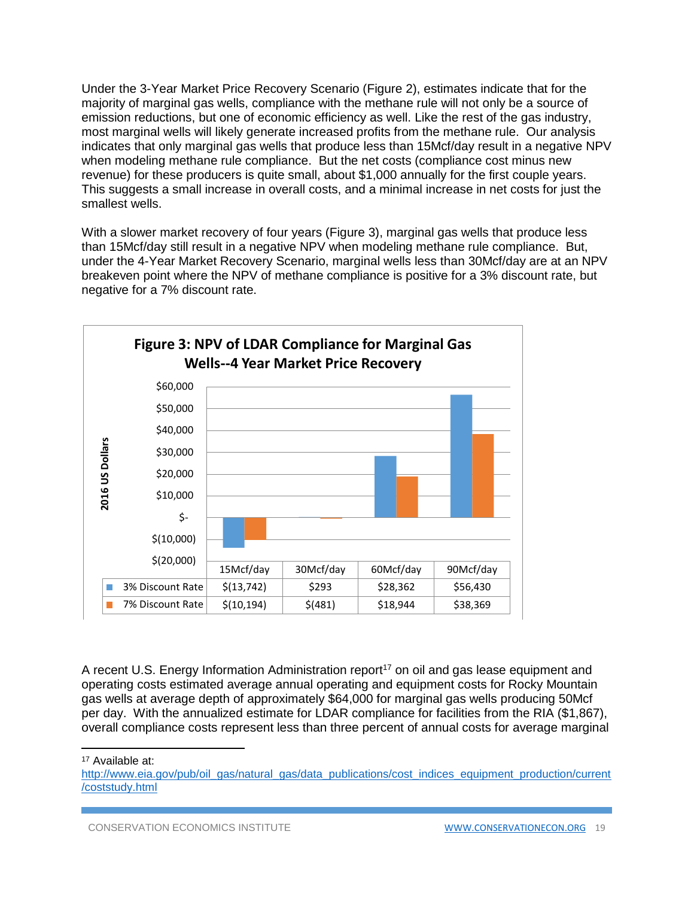Under the 3-Year Market Price Recovery Scenario (Figure 2), estimates indicate that for the majority of marginal gas wells, compliance with the methane rule will not only be a source of emission reductions, but one of economic efficiency as well. Like the rest of the gas industry, most marginal wells will likely generate increased profits from the methane rule. Our analysis indicates that only marginal gas wells that produce less than 15Mcf/day result in a negative NPV when modeling methane rule compliance. But the net costs (compliance cost minus new revenue) for these producers is quite small, about $1,000 annually for the first couple years. This suggests a small increase in overall costs, and a minimal increase in net costs for just the smallest wells.

With a slower market recovery of four years (Figure 3), marginal gas wells that produce less than 15Mcf/day still result in a negative NPV when modeling methane rule compliance. But, under the 4-Year Market Recovery Scenario, marginal wells less than 30Mcf/day are at an NPV breakeven point where the NPV of methane compliance is positive for a 3% discount rate, but negative for a 7% discount rate.

**Figure 3: NPV of LDAR Compliance for Marginal Gas Wells--4 Year Market Price Recovery**

(2016 US Dollars)

| | 15Mcf/day | 30Mcf/day | 60Mcf/day | 90Mcf/day |
|---|---|---|---|---|
| 3% Discount Rate | $(13,742) | $293 | $28,362 | $56,430 |
| 7% Discount Rate | $(10,194) | $(481) | $18,944 | $38,369 |

A recent U.S. Energy Information Administration report[17] on oil and gas lease equipment and operating costs estimated average annual operating and equipment costs for Rocky Mountain gas wells at average depth of approximately $64,000 for marginal gas wells producing 50Mcf per day. With the annualized estimate for LDAR compliance for facilities from the RIA ($1,867), overall compliance costs represent less than three percent of annual costs for average marginal

[17] Available at: http://www.eia.gov/pub/oil_gas/natural_gas/data_publications/cost_indices_equipment_production/current/coststudy.html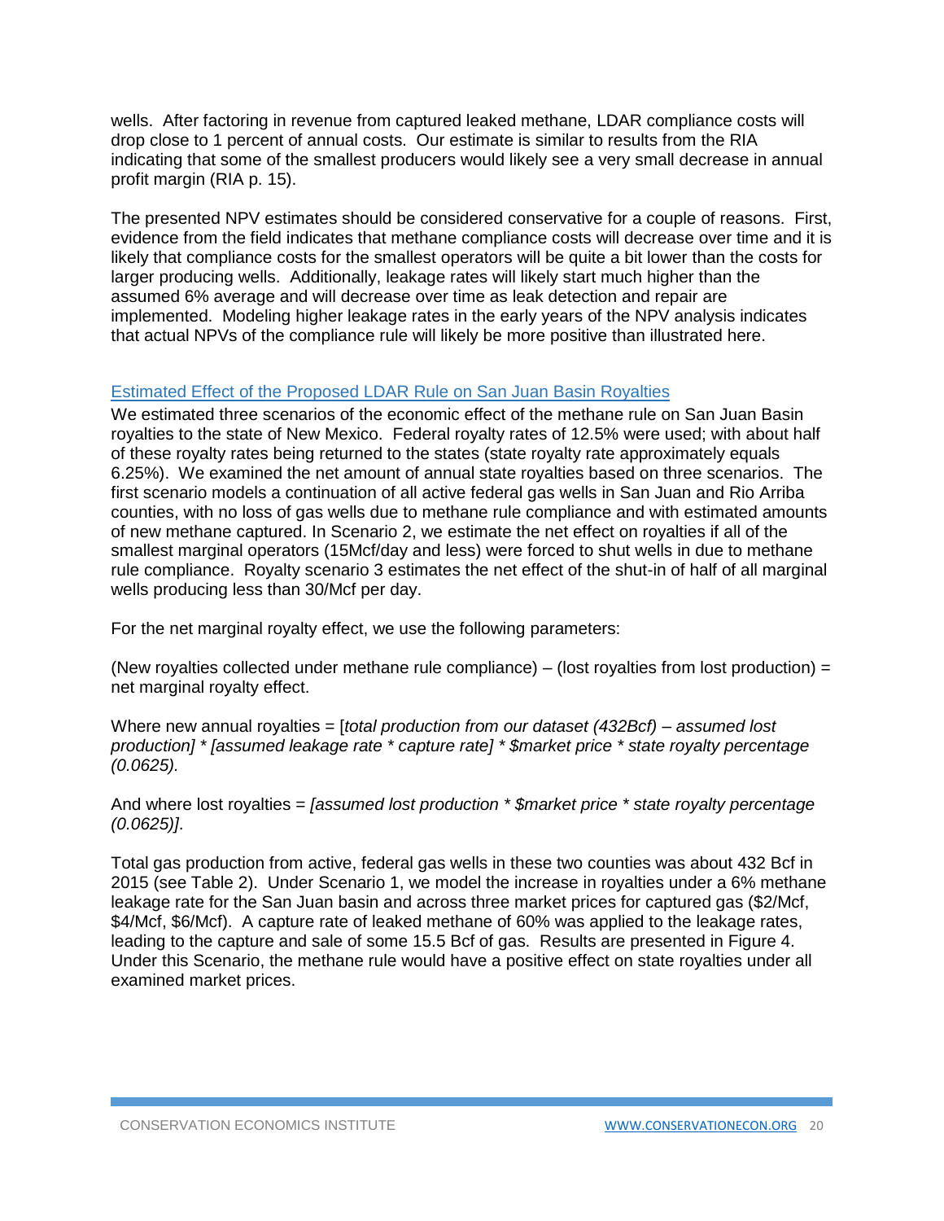wells. After factoring in revenue from captured leaked methane, LDAR compliance costs will drop close to 1 percent of annual costs. Our estimate is similar to results from the RIA indicating that some of the smallest producers would likely see a very small decrease in annual profit margin (RIA p. 15).

The presented NPV estimates should be considered conservative for a couple of reasons. First, evidence from the field indicates that methane compliance costs will decrease over time and it is likely that compliance costs for the smallest operators will be quite a bit lower than the costs for larger producing wells. Additionally, leakage rates will likely start much higher than the assumed 6% average and will decrease over time as leak detection and repair are implemented. Modeling higher leakage rates in the early years of the NPV analysis indicates that actual NPVs of the compliance rule will likely be more positive than illustrated here.

## Estimated Effect of the Proposed LDAR Rule on San Juan Basin Royalties

We estimated three scenarios of the economic effect of the methane rule on San Juan Basin royalties to the state of New Mexico. Federal royalty rates of 12.5% were used; with about half of these royalty rates being returned to the states (state royalty rate approximately equals 6.25%). We examined the net amount of annual state royalties based on three scenarios. The first scenario models a continuation of all active federal gas wells in San Juan and Rio Arriba counties, with no loss of gas wells due to methane rule compliance and with estimated amounts of new methane captured. In Scenario 2, we estimate the net effect on royalties if all of the smallest marginal operators (15Mcf/day and less) were forced to shut wells in due to methane rule compliance. Royalty scenario 3 estimates the net effect of the shut-in of half of all marginal wells producing less than 30/Mcf per day.

For the net marginal royalty effect, we use the following parameters:

(New royalties collected under methane rule compliance) – (lost royalties from lost production) = net marginal royalty effect.

Where new annual royalties = [*total production from our dataset (432Bcf) – assumed lost production*] * [*assumed leakage rate * capture rate*] * *$market price * state royalty percentage (0.0625).*

And where lost royalties = *[assumed lost production * $market price * state royalty percentage (0.0625)]*.

Total gas production from active, federal gas wells in these two counties was about 432 Bcf in 2015 (see Table 2). Under Scenario 1, we model the increase in royalties under a 6% methane leakage rate for the San Juan basin and across three market prices for captured gas ($2/Mcf, $4/Mcf, $6/Mcf). A capture rate of leaked methane of 60% was applied to the leakage rates, leading to the capture and sale of some 15.5 Bcf of gas. Results are presented in Figure 4. Under this Scenario, the methane rule would have a positive effect on state royalties under all examined market prices.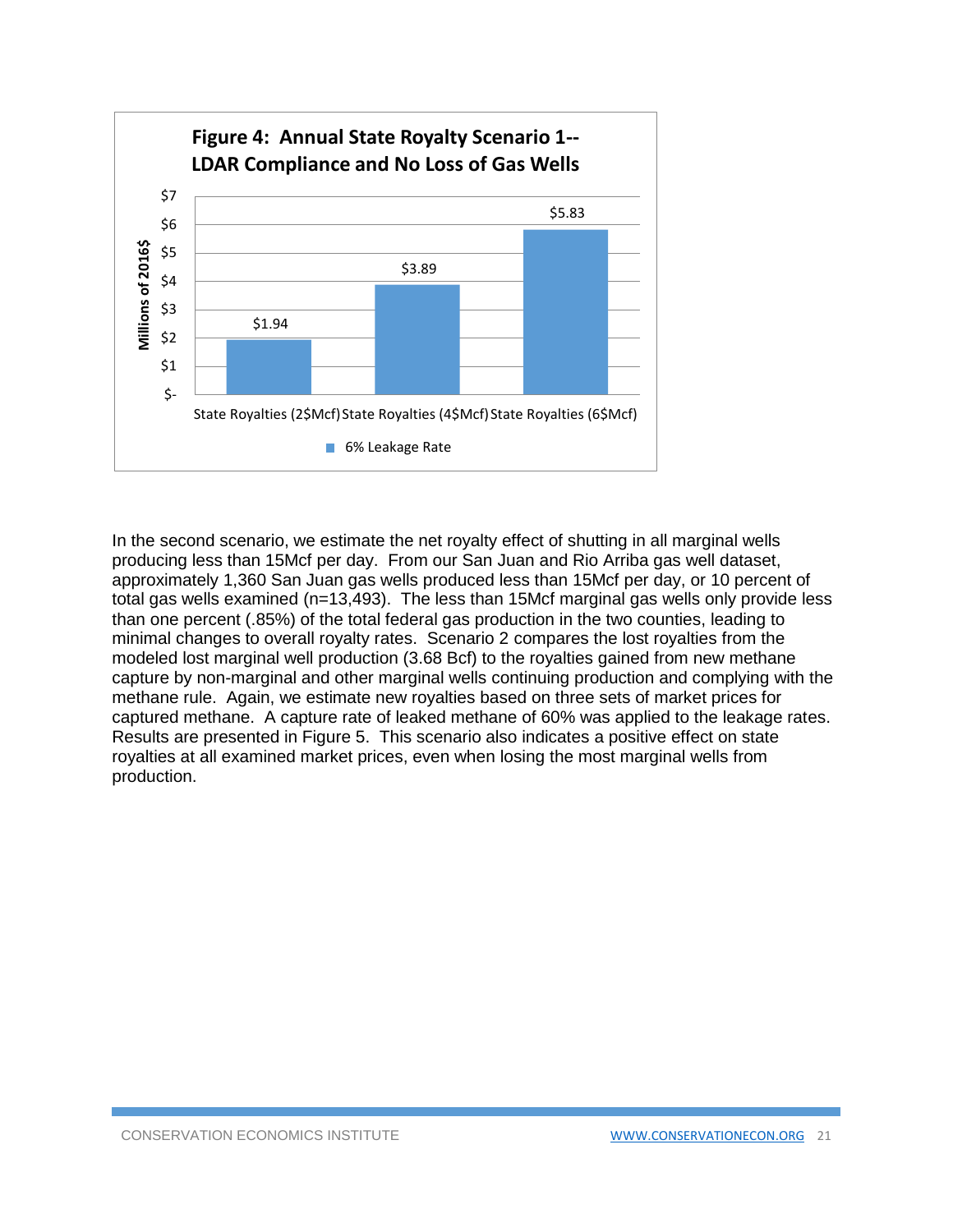**Figure 4: Annual State Royalty Scenario 1-- LDAR Compliance and No Loss of Gas Wells**

| | 6% Leakage Rate (Millions of 2016$) |
|---|---|
| State Royalties (2$Mcf) | $1.94 |
| State Royalties (4$Mcf) | $3.89 |
| State Royalties (6$Mcf) | $5.83 |

In the second scenario, we estimate the net royalty effect of shutting in all marginal wells producing less than 15Mcf per day. From our San Juan and Rio Arriba gas well dataset, approximately 1,360 San Juan gas wells produced less than 15Mcf per day, or 10 percent of total gas wells examined (n=13,493). The less than 15Mcf marginal gas wells only provide less than one percent (.85%) of the total federal gas production in the two counties, leading to minimal changes to overall royalty rates. Scenario 2 compares the lost royalties from the modeled lost marginal well production (3.68 Bcf) to the royalties gained from new methane capture by non-marginal and other marginal wells continuing production and complying with the methane rule. Again, we estimate new royalties based on three sets of market prices for captured methane. A capture rate of leaked methane of 60% was applied to the leakage rates. Results are presented in Figure 5. This scenario also indicates a positive effect on state royalties at all examined market prices, even when losing the most marginal wells from production.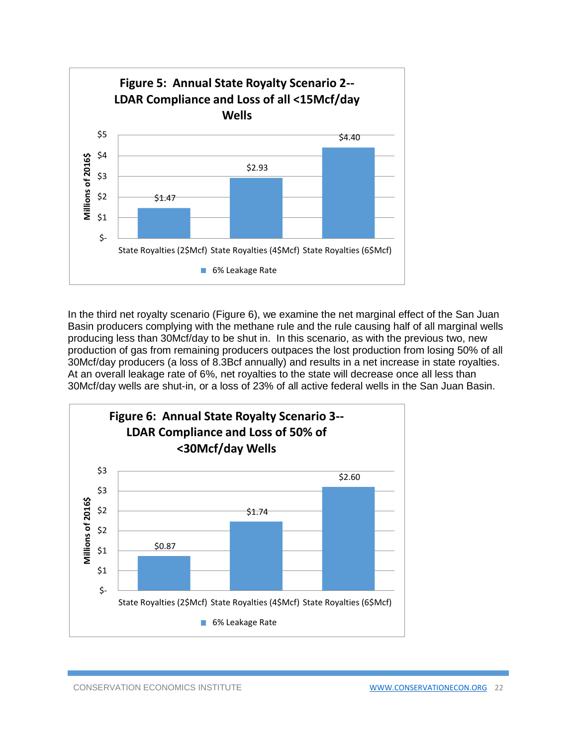**Figure 5: Annual State Royalty Scenario 2-- LDAR Compliance and Loss of all <15Mcf/day Wells**

| | State Royalties (2$Mcf) | State Royalties (4$Mcf) | State Royalties (6$Mcf) |
|---|---|---|---|
| 6% Leakage Rate (Millions of 2016$) | $1.47 | $2.93 | $4.40 |

In the third net royalty scenario (Figure 6), we examine the net marginal effect of the San Juan Basin producers complying with the methane rule and the rule causing half of all marginal wells producing less than 30Mcf/day to be shut in. In this scenario, as with the previous two, new production of gas from remaining producers outpaces the lost production from losing 50% of all 30Mcf/day producers (a loss of 8.3Bcf annually) and results in a net increase in state royalties. At an overall leakage rate of 6%, net royalties to the state will decrease once all less than 30Mcf/day wells are shut-in, or a loss of 23% of all active federal wells in the San Juan Basin.

**Figure 6: Annual State Royalty Scenario 3-- LDAR Compliance and Loss of 50% of <30Mcf/day Wells**

| | State Royalties (2$Mcf) | State Royalties (4$Mcf) | State Royalties (6$Mcf) |
|---|---|---|---|
| 6% Leakage Rate (Millions of 2016$) | $0.87 | $1.74 | $2.60 |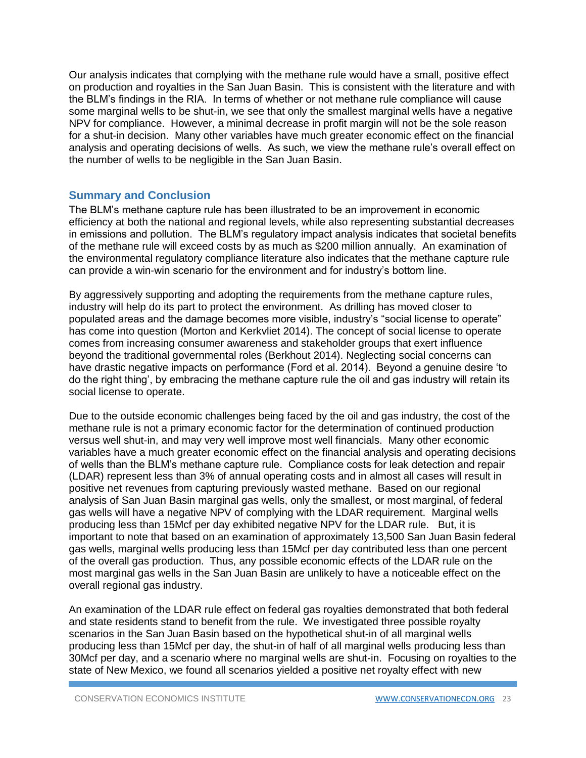Our analysis indicates that complying with the methane rule would have a small, positive effect on production and royalties in the San Juan Basin. This is consistent with the literature and with the BLM's findings in the RIA. In terms of whether or not methane rule compliance will cause some marginal wells to be shut-in, we see that only the smallest marginal wells have a negative NPV for compliance. However, a minimal decrease in profit margin will not be the sole reason for a shut-in decision. Many other variables have much greater economic effect on the financial analysis and operating decisions of wells. As such, we view the methane rule's overall effect on the number of wells to be negligible in the San Juan Basin.

## Summary and Conclusion

The BLM's methane capture rule has been illustrated to be an improvement in economic efficiency at both the national and regional levels, while also representing substantial decreases in emissions and pollution. The BLM's regulatory impact analysis indicates that societal benefits of the methane rule will exceed costs by as much as $200 million annually. An examination of the environmental regulatory compliance literature also indicates that the methane capture rule can provide a win-win scenario for the environment and for industry's bottom line.

By aggressively supporting and adopting the requirements from the methane capture rules, industry will help do its part to protect the environment. As drilling has moved closer to populated areas and the damage becomes more visible, industry's "social license to operate" has come into question (Morton and Kerkvliet 2014). The concept of social license to operate comes from increasing consumer awareness and stakeholder groups that exert influence beyond the traditional governmental roles (Berkhout 2014). Neglecting social concerns can have drastic negative impacts on performance (Ford et al. 2014). Beyond a genuine desire 'to do the right thing', by embracing the methane capture rule the oil and gas industry will retain its social license to operate.

Due to the outside economic challenges being faced by the oil and gas industry, the cost of the methane rule is not a primary economic factor for the determination of continued production versus well shut-in, and may very well improve most well financials. Many other economic variables have a much greater economic effect on the financial analysis and operating decisions of wells than the BLM's methane capture rule. Compliance costs for leak detection and repair (LDAR) represent less than 3% of annual operating costs and in almost all cases will result in positive net revenues from capturing previously wasted methane. Based on our regional analysis of San Juan Basin marginal gas wells, only the smallest, or most marginal, of federal gas wells will have a negative NPV of complying with the LDAR requirement. Marginal wells producing less than 15Mcf per day exhibited negative NPV for the LDAR rule. But, it is important to note that based on an examination of approximately 13,500 San Juan Basin federal gas wells, marginal wells producing less than 15Mcf per day contributed less than one percent of the overall gas production. Thus, any possible economic effects of the LDAR rule on the most marginal gas wells in the San Juan Basin are unlikely to have a noticeable effect on the overall regional gas industry.

An examination of the LDAR rule effect on federal gas royalties demonstrated that both federal and state residents stand to benefit from the rule. We investigated three possible royalty scenarios in the San Juan Basin based on the hypothetical shut-in of all marginal wells producing less than 15Mcf per day, the shut-in of half of all marginal wells producing less than 30Mcf per day, and a scenario where no marginal wells are shut-in. Focusing on royalties to the state of New Mexico, we found all scenarios yielded a positive net royalty effect with new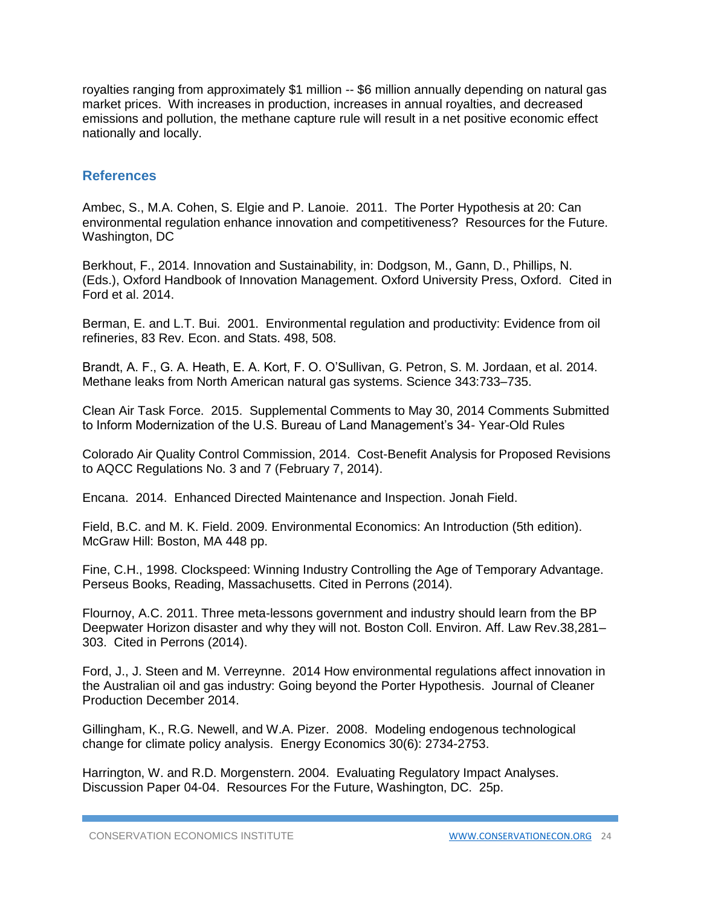royalties ranging from approximately $1 million -- $6 million annually depending on natural gas market prices. With increases in production, increases in annual royalties, and decreased emissions and pollution, the methane capture rule will result in a net positive economic effect nationally and locally.

## References

Ambec, S., M.A. Cohen, S. Elgie and P. Lanoie. 2011. The Porter Hypothesis at 20: Can environmental regulation enhance innovation and competitiveness? Resources for the Future. Washington, DC

Berkhout, F., 2014. Innovation and Sustainability, in: Dodgson, M., Gann, D., Phillips, N. (Eds.), Oxford Handbook of Innovation Management. Oxford University Press, Oxford. Cited in Ford et al. 2014.

Berman, E. and L.T. Bui. 2001. Environmental regulation and productivity: Evidence from oil refineries, 83 Rev. Econ. and Stats. 498, 508.

Brandt, A. F., G. A. Heath, E. A. Kort, F. O. O'Sullivan, G. Petron, S. M. Jordaan, et al. 2014. Methane leaks from North American natural gas systems. Science 343:733–735.

Clean Air Task Force. 2015. Supplemental Comments to May 30, 2014 Comments Submitted to Inform Modernization of the U.S. Bureau of Land Management's 34- Year-Old Rules

Colorado Air Quality Control Commission, 2014. Cost-Benefit Analysis for Proposed Revisions to AQCC Regulations No. 3 and 7 (February 7, 2014).

Encana. 2014. Enhanced Directed Maintenance and Inspection. Jonah Field.

Field, B.C. and M. K. Field. 2009. Environmental Economics: An Introduction (5th edition). McGraw Hill: Boston, MA 448 pp.

Fine, C.H., 1998. Clockspeed: Winning Industry Controlling the Age of Temporary Advantage. Perseus Books, Reading, Massachusetts. Cited in Perrons (2014).

Flournoy, A.C. 2011. Three meta-lessons government and industry should learn from the BP Deepwater Horizon disaster and why they will not. Boston Coll. Environ. Aff. Law Rev.38,281–303. Cited in Perrons (2014).

Ford, J., J. Steen and M. Verreynne. 2014 How environmental regulations affect innovation in the Australian oil and gas industry: Going beyond the Porter Hypothesis. Journal of Cleaner Production December 2014.

Gillingham, K., R.G. Newell, and W.A. Pizer. 2008. Modeling endogenous technological change for climate policy analysis. Energy Economics 30(6): 2734-2753.

Harrington, W. and R.D. Morgenstern. 2004. Evaluating Regulatory Impact Analyses. Discussion Paper 04-04. Resources For the Future, Washington, DC. 25p.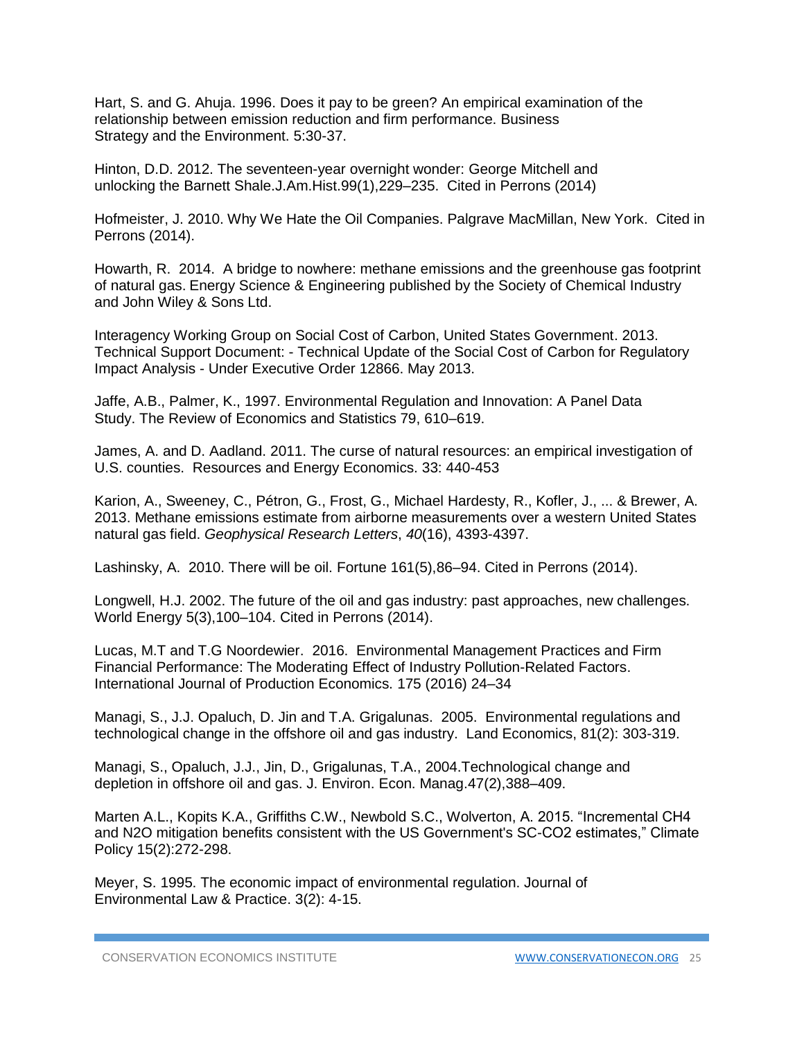Hart, S. and G. Ahuja. 1996. Does it pay to be green? An empirical examination of the relationship between emission reduction and firm performance. Business Strategy and the Environment. 5:30-37.

Hinton, D.D. 2012. The seventeen-year overnight wonder: George Mitchell and unlocking the Barnett Shale.J.Am.Hist.99(1),229–235. Cited in Perrons (2014)

Hofmeister, J. 2010. Why We Hate the Oil Companies. Palgrave MacMillan, New York. Cited in Perrons (2014).

Howarth, R. 2014. A bridge to nowhere: methane emissions and the greenhouse gas footprint of natural gas. Energy Science & Engineering published by the Society of Chemical Industry and John Wiley & Sons Ltd.

Interagency Working Group on Social Cost of Carbon, United States Government. 2013. Technical Support Document: - Technical Update of the Social Cost of Carbon for Regulatory Impact Analysis - Under Executive Order 12866. May 2013.

Jaffe, A.B., Palmer, K., 1997. Environmental Regulation and Innovation: A Panel Data Study. The Review of Economics and Statistics 79, 610–619.

James, A. and D. Aadland. 2011. The curse of natural resources: an empirical investigation of U.S. counties. Resources and Energy Economics. 33: 440-453

Karion, A., Sweeney, C., Pétron, G., Frost, G., Michael Hardesty, R., Kofler, J., ... & Brewer, A. 2013. Methane emissions estimate from airborne measurements over a western United States natural gas field. *Geophysical Research Letters*, *40*(16), 4393-4397.

Lashinsky, A. 2010. There will be oil. Fortune 161(5),86–94. Cited in Perrons (2014).

Longwell, H.J. 2002. The future of the oil and gas industry: past approaches, new challenges. World Energy 5(3),100–104. Cited in Perrons (2014).

Lucas, M.T and T.G Noordewier. 2016. Environmental Management Practices and Firm Financial Performance: The Moderating Effect of Industry Pollution-Related Factors. International Journal of Production Economics. 175 (2016) 24–34

Managi, S., J.J. Opaluch, D. Jin and T.A. Grigalunas. 2005. Environmental regulations and technological change in the offshore oil and gas industry. Land Economics, 81(2): 303-319.

Managi, S., Opaluch, J.J., Jin, D., Grigalunas, T.A., 2004.Technological change and depletion in offshore oil and gas. J. Environ. Econ. Manag.47(2),388–409.

Marten A.L., Kopits K.A., Griffiths C.W., Newbold S.C., Wolverton, A. 2015. "Incremental $CH_4$ and $N_2O$ mitigation benefits consistent with the US Government's SC-$CO_2$ estimates," Climate Policy 15(2):272-298.

Meyer, S. 1995. The economic impact of environmental regulation. Journal of Environmental Law & Practice. 3(2): 4-15.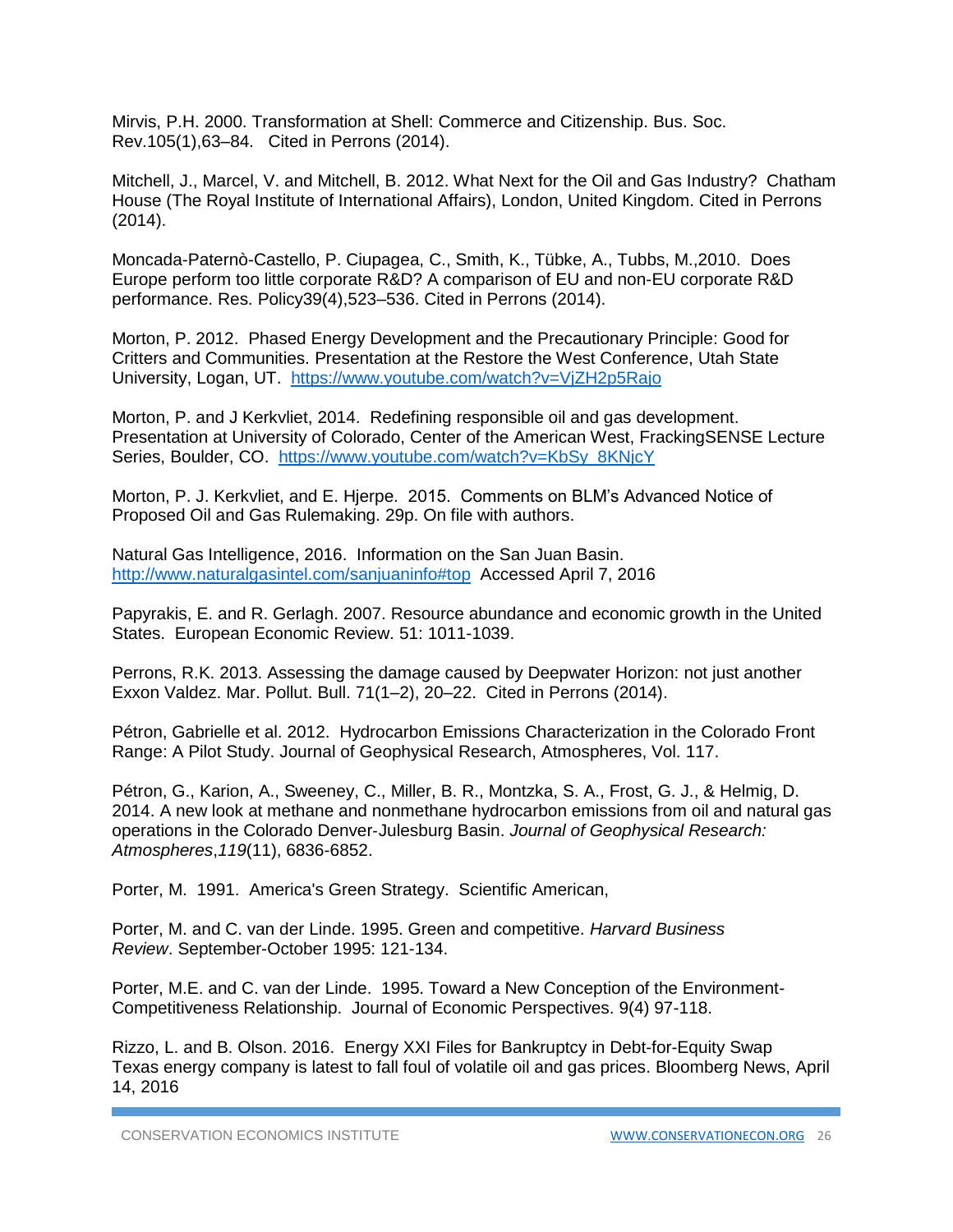Mirvis, P.H. 2000. Transformation at Shell: Commerce and Citizenship. Bus. Soc. Rev.105(1),63–84.   Cited in Perrons (2014).

Mitchell, J., Marcel, V. and Mitchell, B. 2012. What Next for the Oil and Gas Industry?  Chatham House (The Royal Institute of International Affairs), London, United Kingdom. Cited in Perrons (2014).

Moncada-Paternò-Castello, P. Ciupagea, C., Smith, K., Tübke, A., Tubbs, M.,2010.  Does Europe perform too little corporate R&D? A comparison of EU and non-EU corporate R&D performance. Res. Policy39(4),523–536. Cited in Perrons (2014).

Morton, P. 2012.  Phased Energy Development and the Precautionary Principle: Good for Critters and Communities. Presentation at the Restore the West Conference, Utah State University, Logan, UT.  https://www.youtube.com/watch?v=VjZH2p5Rajo

Morton, P. and J Kerkvliet, 2014.  Redefining responsible oil and gas development. Presentation at University of Colorado, Center of the American West, FrackingSENSE Lecture Series, Boulder, CO.  https://www.youtube.com/watch?v=KbSy_8KNjcY

Morton, P. J. Kerkvliet, and E. Hjerpe.  2015.  Comments on BLM's Advanced Notice of Proposed Oil and Gas Rulemaking. 29p. On file with authors.

Natural Gas Intelligence, 2016.  Information on the San Juan Basin. http://www.naturalgasintel.com/sanjuaninfo#top  Accessed April 7, 2016

Papyrakis, E. and R. Gerlagh. 2007. Resource abundance and economic growth in the United States.  European Economic Review. 51: 1011-1039.

Perrons, R.K. 2013. Assessing the damage caused by Deepwater Horizon: not just another Exxon Valdez. Mar. Pollut. Bull. 71(1–2), 20–22.  Cited in Perrons (2014).

Pétron, Gabrielle et al. 2012.  Hydrocarbon Emissions Characterization in the Colorado Front Range: A Pilot Study. Journal of Geophysical Research, Atmospheres, Vol. 117.

Pétron, G., Karion, A., Sweeney, C., Miller, B. R., Montzka, S. A., Frost, G. J., & Helmig, D. 2014. A new look at methane and nonmethane hydrocarbon emissions from oil and natural gas operations in the Colorado Denver-Julesburg Basin. *Journal of Geophysical Research: Atmospheres*,*119*(11), 6836-6852.

Porter, M.  1991.  America's Green Strategy.  Scientific American,

Porter, M. and C. van der Linde. 1995. Green and competitive. *Harvard Business Review*. September-October 1995: 121-134.

Porter, M.E. and C. van der Linde.  1995. Toward a New Conception of the Environment-Competitiveness Relationship.  Journal of Economic Perspectives. 9(4) 97-118.

Rizzo, L. and B. Olson. 2016.  Energy XXI Files for Bankruptcy in Debt-for-Equity Swap Texas energy company is latest to fall foul of volatile oil and gas prices. Bloomberg News, April 14, 2016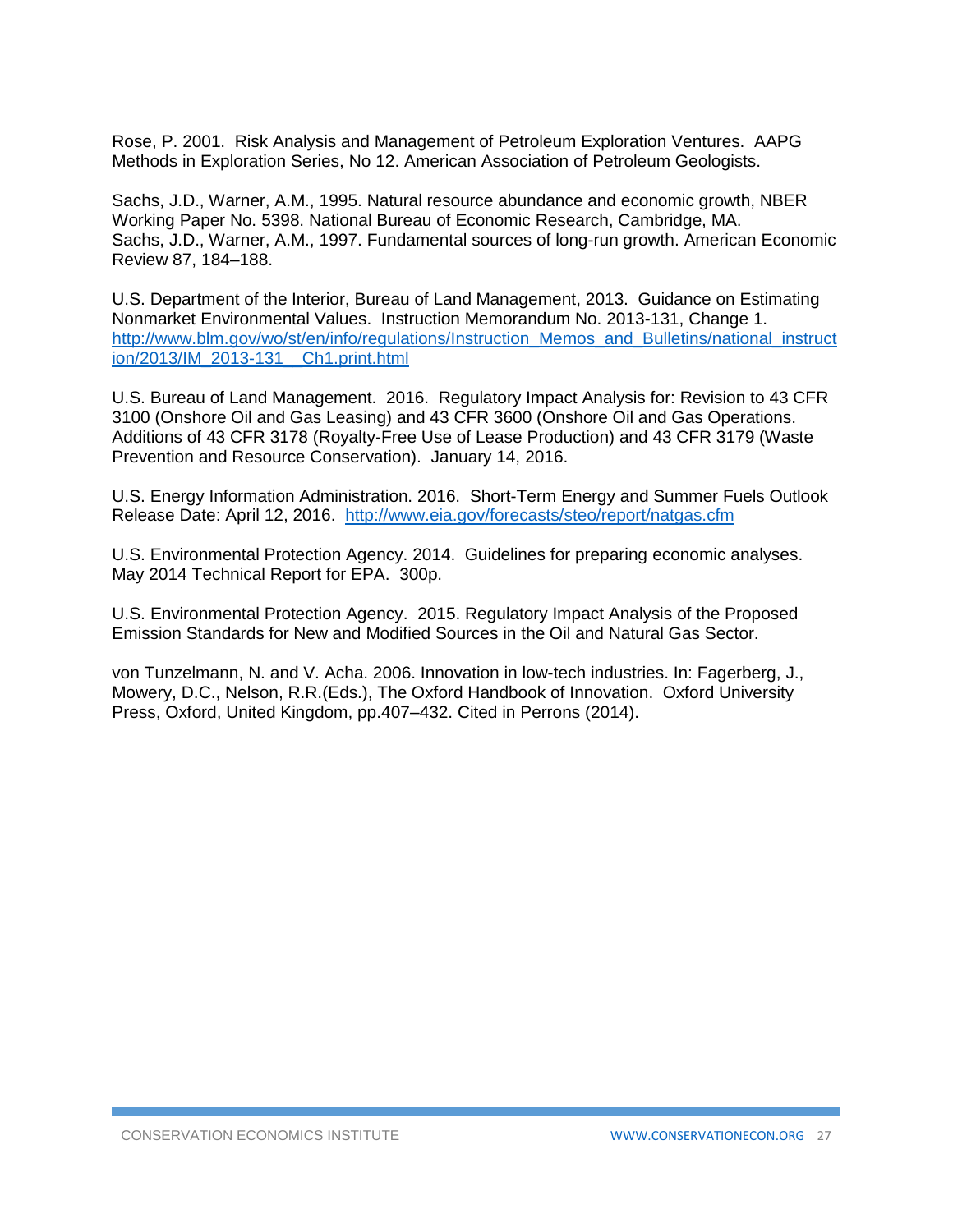Rose, P. 2001. Risk Analysis and Management of Petroleum Exploration Ventures. AAPG Methods in Exploration Series, No 12. American Association of Petroleum Geologists.

Sachs, J.D., Warner, A.M., 1995. Natural resource abundance and economic growth, NBER Working Paper No. 5398. National Bureau of Economic Research, Cambridge, MA.
Sachs, J.D., Warner, A.M., 1997. Fundamental sources of long-run growth. American Economic Review 87, 184–188.

U.S. Department of the Interior, Bureau of Land Management, 2013. Guidance on Estimating Nonmarket Environmental Values. Instruction Memorandum No. 2013-131, Change 1. http://www.blm.gov/wo/st/en/info/regulations/Instruction_Memos_and_Bulletins/national_instruction/2013/IM_2013-131__Ch1.print.html

U.S. Bureau of Land Management. 2016. Regulatory Impact Analysis for: Revision to 43 CFR 3100 (Onshore Oil and Gas Leasing) and 43 CFR 3600 (Onshore Oil and Gas Operations. Additions of 43 CFR 3178 (Royalty-Free Use of Lease Production) and 43 CFR 3179 (Waste Prevention and Resource Conservation). January 14, 2016.

U.S. Energy Information Administration. 2016. Short-Term Energy and Summer Fuels Outlook Release Date: April 12, 2016. http://www.eia.gov/forecasts/steo/report/natgas.cfm

U.S. Environmental Protection Agency. 2014. Guidelines for preparing economic analyses. May 2014 Technical Report for EPA. 300p.

U.S. Environmental Protection Agency. 2015. Regulatory Impact Analysis of the Proposed Emission Standards for New and Modified Sources in the Oil and Natural Gas Sector.

von Tunzelmann, N. and V. Acha. 2006. Innovation in low-tech industries. In: Fagerberg, J., Mowery, D.C., Nelson, R.R.(Eds.), The Oxford Handbook of Innovation. Oxford University Press, Oxford, United Kingdom, pp.407–432. Cited in Perrons (2014).